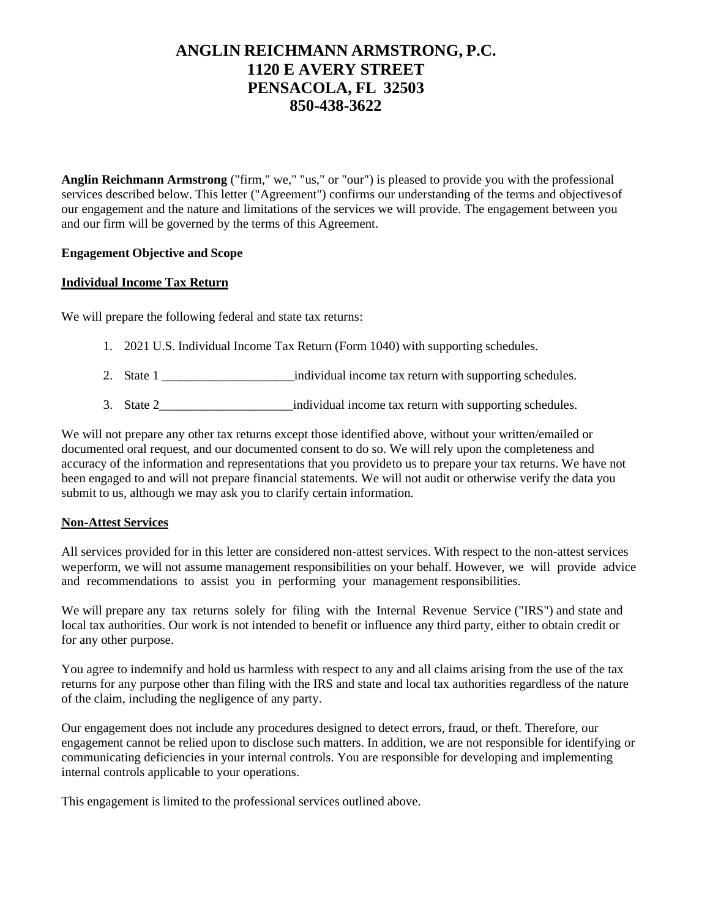# ANGLIN REICHMANN ARMSTRONG, P.C.
# 1120 E AVERY STREET
# PENSACOLA, FL 32503
# 850-438-3622

**Anglin Reichmann Armstrong** ("firm," we," "us," or "our") is pleased to provide you with the professional services described below. This letter ("Agreement") confirms our understanding of the terms and objectivesof our engagement and the nature and limitations of the services we will provide. The engagement between you and our firm will be governed by the terms of this Agreement.

**Engagement Objective and Scope**

**Individual Income Tax Return**

We will prepare the following federal and state tax returns:

1. 2021 U.S. Individual Income Tax Return (Form 1040) with supporting schedules.
2. State 1 _____________________individual income tax return with supporting schedules.
3. State 2_____________________individual income tax return with supporting schedules.

We will not prepare any other tax returns except those identified above, without your written/emailed or documented oral request, and our documented consent to do so. We will rely upon the completeness and accuracy of the information and representations that you provideto us to prepare your tax returns. We have not been engaged to and will not prepare financial statements. We will not audit or otherwise verify the data you submit to us, although we may ask you to clarify certain information.

**Non-Attest Services**

All services provided for in this letter are considered non-attest services. With respect to the non-attest services weperform, we will not assume management responsibilities on your behalf. However, we will provide advice and recommendations to assist you in performing your management responsibilities.

We will prepare any tax returns solely for filing with the Internal Revenue Service ("IRS") and state and local tax authorities. Our work is not intended to benefit or influence any third party, either to obtain credit or for any other purpose.

You agree to indemnify and hold us harmless with respect to any and all claims arising from the use of the tax returns for any purpose other than filing with the IRS and state and local tax authorities regardless of the nature of the claim, including the negligence of any party.

Our engagement does not include any procedures designed to detect errors, fraud, or theft. Therefore, our engagement cannot be relied upon to disclose such matters. In addition, we are not responsible for identifying or communicating deficiencies in your internal controls. You are responsible for developing and implementing internal controls applicable to your operations.

This engagement is limited to the professional services outlined above.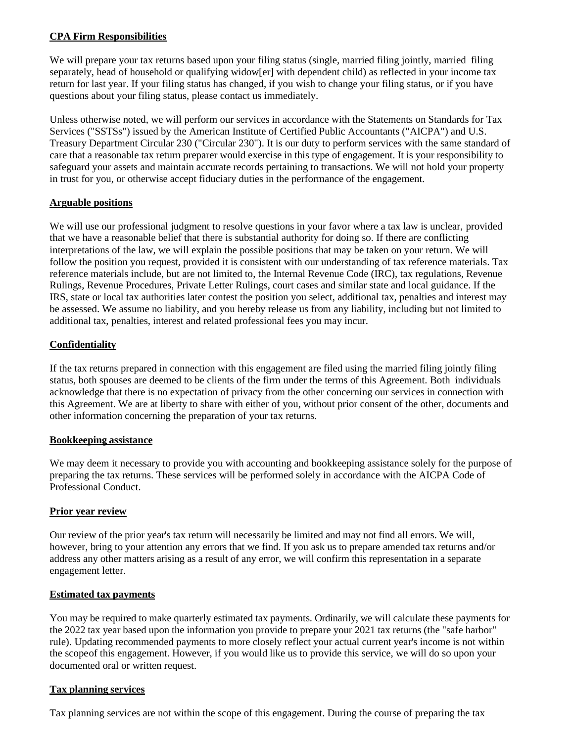**CPA Firm Responsibilities**

We will prepare your tax returns based upon your filing status (single, married filing jointly, married filing separately, head of household or qualifying widow[er] with dependent child) as reflected in your income tax return for last year. If your filing status has changed, if you wish to change your filing status, or if you have questions about your filing status, please contact us immediately.

Unless otherwise noted, we will perform our services in accordance with the Statements on Standards for Tax Services ("SSTSs") issued by the American Institute of Certified Public Accountants ("AICPA") and U.S. Treasury Department Circular 230 ("Circular 230"). It is our duty to perform services with the same standard of care that a reasonable tax return preparer would exercise in this type of engagement. It is your responsibility to safeguard your assets and maintain accurate records pertaining to transactions. We will not hold your property in trust for you, or otherwise accept fiduciary duties in the performance of the engagement.

**Arguable positions**

We will use our professional judgment to resolve questions in your favor where a tax law is unclear, provided that we have a reasonable belief that there is substantial authority for doing so. If there are conflicting interpretations of the law, we will explain the possible positions that may be taken on your return. We will follow the position you request, provided it is consistent with our understanding of tax reference materials. Tax reference materials include, but are not limited to, the Internal Revenue Code (IRC), tax regulations, Revenue Rulings, Revenue Procedures, Private Letter Rulings, court cases and similar state and local guidance. If the IRS, state or local tax authorities later contest the position you select, additional tax, penalties and interest may be assessed. We assume no liability, and you hereby release us from any liability, including but not limited to additional tax, penalties, interest and related professional fees you may incur.

**Confidentiality**

If the tax returns prepared in connection with this engagement are filed using the married filing jointly filing status, both spouses are deemed to be clients of the firm under the terms of this Agreement. Both individuals acknowledge that there is no expectation of privacy from the other concerning our services in connection with this Agreement. We are at liberty to share with either of you, without prior consent of the other, documents and other information concerning the preparation of your tax returns.

**Bookkeeping assistance**

We may deem it necessary to provide you with accounting and bookkeeping assistance solely for the purpose of preparing the tax returns. These services will be performed solely in accordance with the AICPA Code of Professional Conduct.

**Prior year review**

Our review of the prior year's tax return will necessarily be limited and may not find all errors. We will, however, bring to your attention any errors that we find. If you ask us to prepare amended tax returns and/or address any other matters arising as a result of any error, we will confirm this representation in a separate engagement letter.

**Estimated tax payments**

You may be required to make quarterly estimated tax payments. Ordinarily, we will calculate these payments for the 2022 tax year based upon the information you provide to prepare your 2021 tax returns (the "safe harbor" rule). Updating recommended payments to more closely reflect your actual current year's income is not within the scopeof this engagement. However, if you would like us to provide this service, we will do so upon your documented oral or written request.

**Tax planning services**

Tax planning services are not within the scope of this engagement. During the course of preparing the tax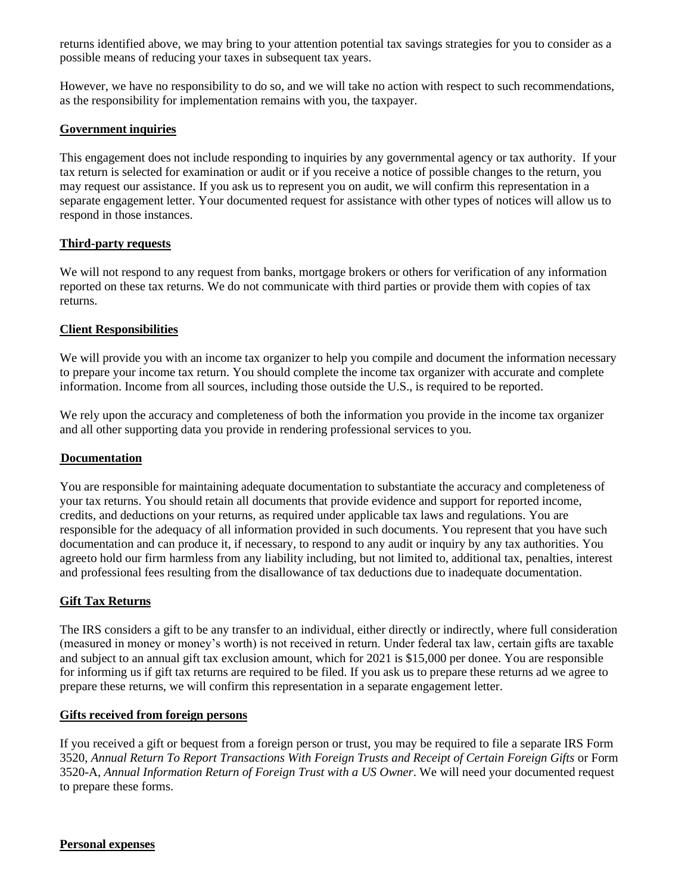returns identified above, we may bring to your attention potential tax savings strategies for you to consider as a possible means of reducing your taxes in subsequent tax years.

However, we have no responsibility to do so, and we will take no action with respect to such recommendations, as the responsibility for implementation remains with you, the taxpayer.

**Government inquiries**

This engagement does not include responding to inquiries by any governmental agency or tax authority. If your tax return is selected for examination or audit or if you receive a notice of possible changes to the return, you may request our assistance. If you ask us to represent you on audit, we will confirm this representation in a separate engagement letter. Your documented request for assistance with other types of notices will allow us to respond in those instances.

**Third-party requests**

We will not respond to any request from banks, mortgage brokers or others for verification of any information reported on these tax returns. We do not communicate with third parties or provide them with copies of tax returns.

**Client Responsibilities**

We will provide you with an income tax organizer to help you compile and document the information necessary to prepare your income tax return. You should complete the income tax organizer with accurate and complete information. Income from all sources, including those outside the U.S., is required to be reported.

We rely upon the accuracy and completeness of both the information you provide in the income tax organizer and all other supporting data you provide in rendering professional services to you.

**Documentation**

You are responsible for maintaining adequate documentation to substantiate the accuracy and completeness of your tax returns. You should retain all documents that provide evidence and support for reported income, credits, and deductions on your returns, as required under applicable tax laws and regulations. You are responsible for the adequacy of all information provided in such documents. You represent that you have such documentation and can produce it, if necessary, to respond to any audit or inquiry by any tax authorities. You agreeto hold our firm harmless from any liability including, but not limited to, additional tax, penalties, interest and professional fees resulting from the disallowance of tax deductions due to inadequate documentation.

**Gift Tax Returns**

The IRS considers a gift to be any transfer to an individual, either directly or indirectly, where full consideration (measured in money or money's worth) is not received in return. Under federal tax law, certain gifts are taxable and subject to an annual gift tax exclusion amount, which for 2021 is $15,000 per donee. You are responsible for informing us if gift tax returns are required to be filed. If you ask us to prepare these returns ad we agree to prepare these returns, we will confirm this representation in a separate engagement letter.

**Gifts received from foreign persons**

If you received a gift or bequest from a foreign person or trust, you may be required to file a separate IRS Form 3520, *Annual Return To Report Transactions With Foreign Trusts and Receipt of Certain Foreign Gifts* or Form 3520-A, *Annual Information Return of Foreign Trust with a US Owner*. We will need your documented request to prepare these forms.

**Personal expenses**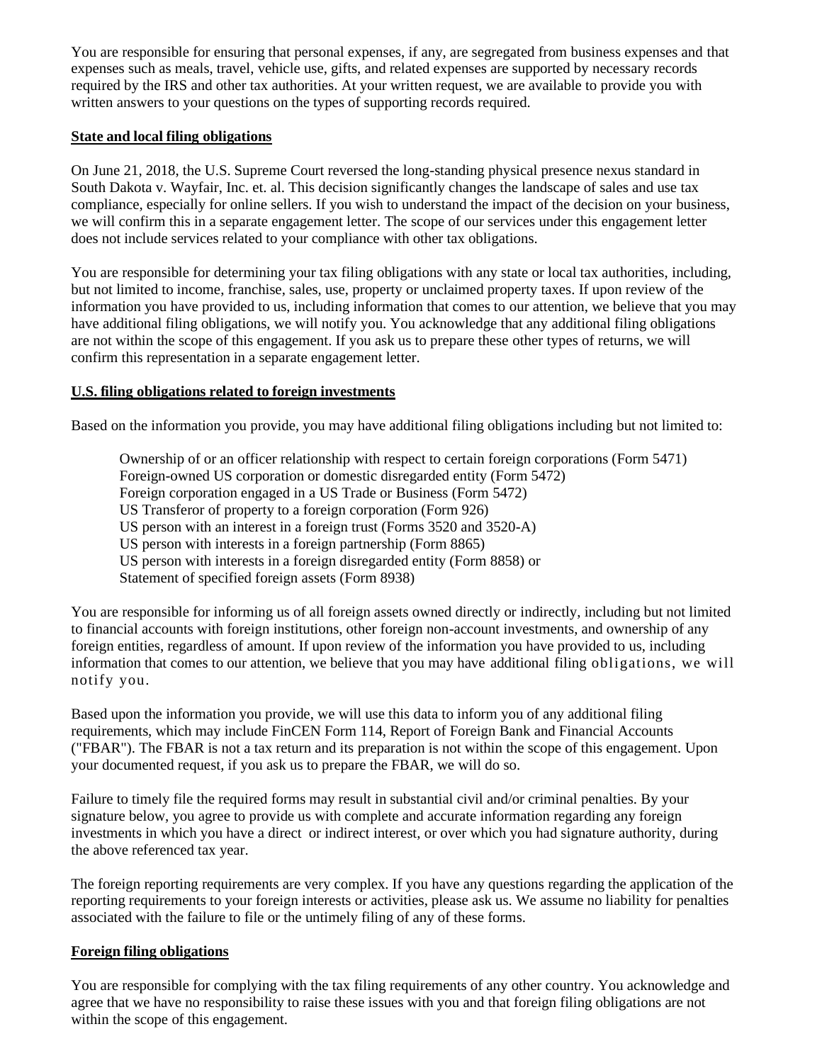You are responsible for ensuring that personal expenses, if any, are segregated from business expenses and that expenses such as meals, travel, vehicle use, gifts, and related expenses are supported by necessary records required by the IRS and other tax authorities. At your written request, we are available to provide you with written answers to your questions on the types of supporting records required.

**State and local filing obligations**

On June 21, 2018, the U.S. Supreme Court reversed the long-standing physical presence nexus standard in South Dakota v. Wayfair, Inc. et. al. This decision significantly changes the landscape of sales and use tax compliance, especially for online sellers. If you wish to understand the impact of the decision on your business, we will confirm this in a separate engagement letter. The scope of our services under this engagement letter does not include services related to your compliance with other tax obligations.

You are responsible for determining your tax filing obligations with any state or local tax authorities, including, but not limited to income, franchise, sales, use, property or unclaimed property taxes. If upon review of the information you have provided to us, including information that comes to our attention, we believe that you may have additional filing obligations, we will notify you. You acknowledge that any additional filing obligations are not within the scope of this engagement. If you ask us to prepare these other types of returns, we will confirm this representation in a separate engagement letter.

**U.S. filing obligations related to foreign investments**

Based on the information you provide, you may have additional filing obligations including but not limited to:

Ownership of or an officer relationship with respect to certain foreign corporations (Form 5471)
Foreign-owned US corporation or domestic disregarded entity (Form 5472)
Foreign corporation engaged in a US Trade or Business (Form 5472)
US Transferor of property to a foreign corporation (Form 926)
US person with an interest in a foreign trust (Forms 3520 and 3520-A)
US person with interests in a foreign partnership (Form 8865)
US person with interests in a foreign disregarded entity (Form 8858) or
Statement of specified foreign assets (Form 8938)

You are responsible for informing us of all foreign assets owned directly or indirectly, including but not limited to financial accounts with foreign institutions, other foreign non-account investments, and ownership of any foreign entities, regardless of amount. If upon review of the information you have provided to us, including information that comes to our attention, we believe that you may have additional filing obligations, we will notify you.

Based upon the information you provide, we will use this data to inform you of any additional filing requirements, which may include FinCEN Form 114, Report of Foreign Bank and Financial Accounts ("FBAR"). The FBAR is not a tax return and its preparation is not within the scope of this engagement. Upon your documented request, if you ask us to prepare the FBAR, we will do so.

Failure to timely file the required forms may result in substantial civil and/or criminal penalties. By your signature below, you agree to provide us with complete and accurate information regarding any foreign investments in which you have a direct or indirect interest, or over which you had signature authority, during the above referenced tax year.

The foreign reporting requirements are very complex. If you have any questions regarding the application of the reporting requirements to your foreign interests or activities, please ask us. We assume no liability for penalties associated with the failure to file or the untimely filing of any of these forms.

**Foreign filing obligations**

You are responsible for complying with the tax filing requirements of any other country. You acknowledge and agree that we have no responsibility to raise these issues with you and that foreign filing obligations are not within the scope of this engagement.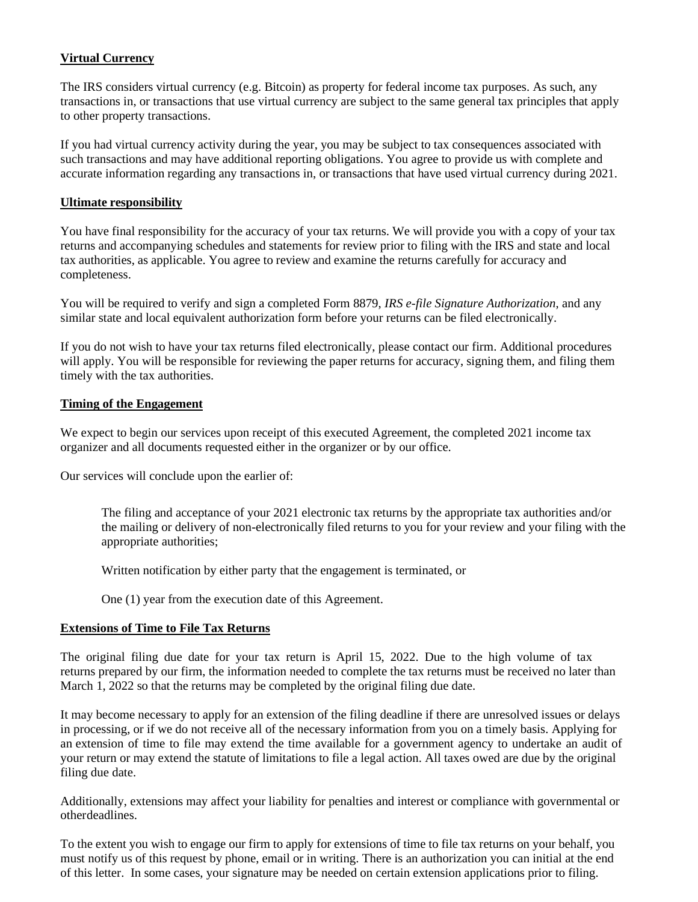**Virtual Currency**

The IRS considers virtual currency (e.g. Bitcoin) as property for federal income tax purposes. As such, any transactions in, or transactions that use virtual currency are subject to the same general tax principles that apply to other property transactions.

If you had virtual currency activity during the year, you may be subject to tax consequences associated with such transactions and may have additional reporting obligations. You agree to provide us with complete and accurate information regarding any transactions in, or transactions that have used virtual currency during 2021.

**Ultimate responsibility**

You have final responsibility for the accuracy of your tax returns. We will provide you with a copy of your tax returns and accompanying schedules and statements for review prior to filing with the IRS and state and local tax authorities, as applicable. You agree to review and examine the returns carefully for accuracy and completeness.

You will be required to verify and sign a completed Form 8879, *IRS e-file Signature Authorization*, and any similar state and local equivalent authorization form before your returns can be filed electronically.

If you do not wish to have your tax returns filed electronically, please contact our firm. Additional procedures will apply. You will be responsible for reviewing the paper returns for accuracy, signing them, and filing them timely with the tax authorities.

**Timing of the Engagement**

We expect to begin our services upon receipt of this executed Agreement, the completed 2021 income tax organizer and all documents requested either in the organizer or by our office.

Our services will conclude upon the earlier of:

> The filing and acceptance of your 2021 electronic tax returns by the appropriate tax authorities and/or the mailing or delivery of non-electronically filed returns to you for your review and your filing with the appropriate authorities;
>
> Written notification by either party that the engagement is terminated, or
>
> One (1) year from the execution date of this Agreement.

**Extensions of Time to File Tax Returns**

The original filing due date for your tax return is April 15, 2022. Due to the high volume of tax returns prepared by our firm, the information needed to complete the tax returns must be received no later than March 1, 2022 so that the returns may be completed by the original filing due date.

It may become necessary to apply for an extension of the filing deadline if there are unresolved issues or delays in processing, or if we do not receive all of the necessary information from you on a timely basis. Applying for an extension of time to file may extend the time available for a government agency to undertake an audit of your return or may extend the statute of limitations to file a legal action. All taxes owed are due by the original filing due date.

Additionally, extensions may affect your liability for penalties and interest or compliance with governmental or otherdeadlines.

To the extent you wish to engage our firm to apply for extensions of time to file tax returns on your behalf, you must notify us of this request by phone, email or in writing. There is an authorization you can initial at the end of this letter. In some cases, your signature may be needed on certain extension applications prior to filing.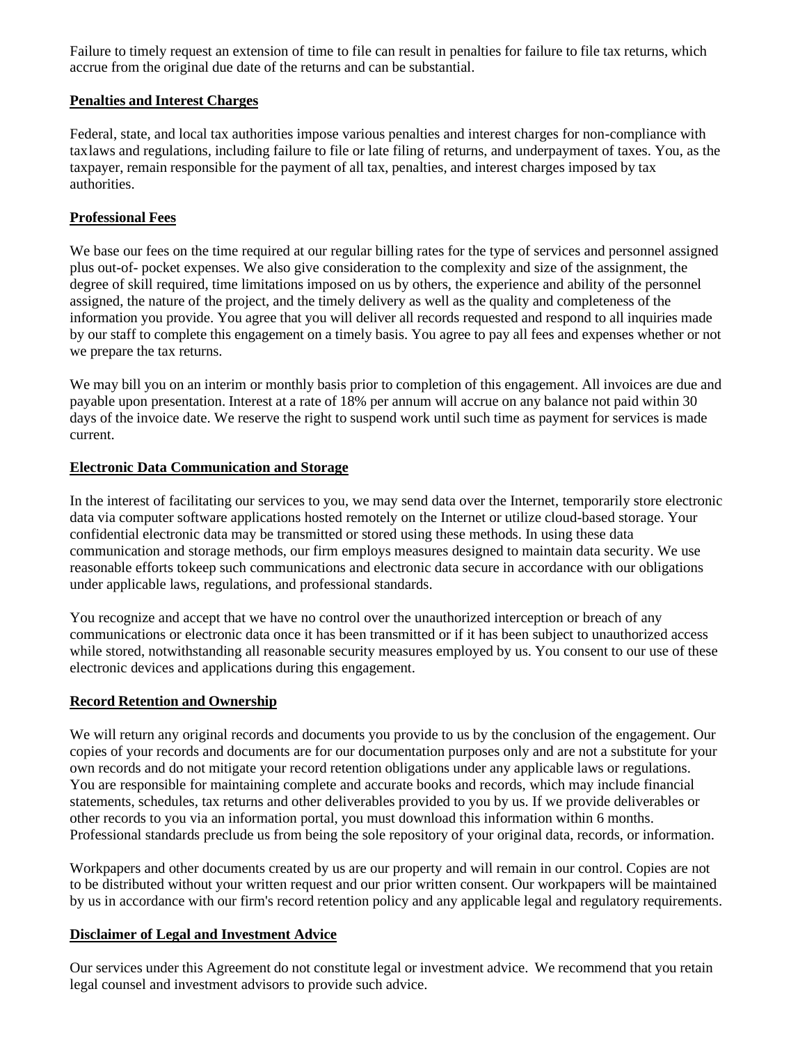Failure to timely request an extension of time to file can result in penalties for failure to file tax returns, which accrue from the original due date of the returns and can be substantial.

**Penalties and Interest Charges**

Federal, state, and local tax authorities impose various penalties and interest charges for non-compliance with taxlaws and regulations, including failure to file or late filing of returns, and underpayment of taxes. You, as the taxpayer, remain responsible for the payment of all tax, penalties, and interest charges imposed by tax authorities.

**Professional Fees**

We base our fees on the time required at our regular billing rates for the type of services and personnel assigned plus out-of- pocket expenses. We also give consideration to the complexity and size of the assignment, the degree of skill required, time limitations imposed on us by others, the experience and ability of the personnel assigned, the nature of the project, and the timely delivery as well as the quality and completeness of the information you provide. You agree that you will deliver all records requested and respond to all inquiries made by our staff to complete this engagement on a timely basis. You agree to pay all fees and expenses whether or not we prepare the tax returns.

We may bill you on an interim or monthly basis prior to completion of this engagement. All invoices are due and payable upon presentation. Interest at a rate of 18% per annum will accrue on any balance not paid within 30 days of the invoice date. We reserve the right to suspend work until such time as payment for services is made current.

**Electronic Data Communication and Storage**

In the interest of facilitating our services to you, we may send data over the Internet, temporarily store electronic data via computer software applications hosted remotely on the Internet or utilize cloud-based storage. Your confidential electronic data may be transmitted or stored using these methods. In using these data communication and storage methods, our firm employs measures designed to maintain data security. We use reasonable efforts tokeep such communications and electronic data secure in accordance with our obligations under applicable laws, regulations, and professional standards.

You recognize and accept that we have no control over the unauthorized interception or breach of any communications or electronic data once it has been transmitted or if it has been subject to unauthorized access while stored, notwithstanding all reasonable security measures employed by us. You consent to our use of these electronic devices and applications during this engagement.

**Record Retention and Ownership**

We will return any original records and documents you provide to us by the conclusion of the engagement. Our copies of your records and documents are for our documentation purposes only and are not a substitute for your own records and do not mitigate your record retention obligations under any applicable laws or regulations. You are responsible for maintaining complete and accurate books and records, which may include financial statements, schedules, tax returns and other deliverables provided to you by us. If we provide deliverables or other records to you via an information portal, you must download this information within 6 months. Professional standards preclude us from being the sole repository of your original data, records, or information.

Workpapers and other documents created by us are our property and will remain in our control. Copies are not to be distributed without your written request and our prior written consent. Our workpapers will be maintained by us in accordance with our firm's record retention policy and any applicable legal and regulatory requirements.

**Disclaimer of Legal and Investment Advice**

Our services under this Agreement do not constitute legal or investment advice. We recommend that you retain legal counsel and investment advisors to provide such advice.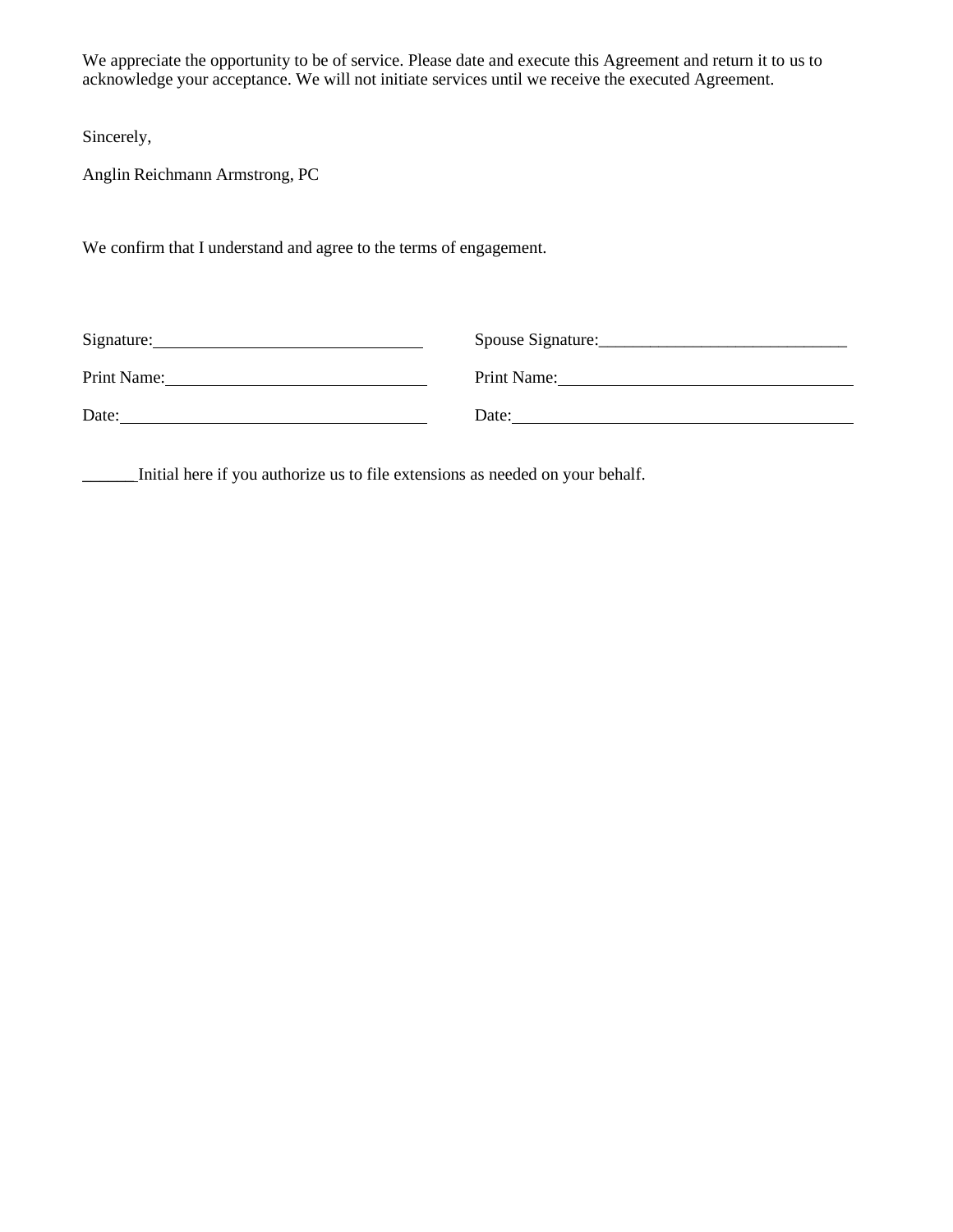We appreciate the opportunity to be of service. Please date and execute this Agreement and return it to us to acknowledge your acceptance. We will not initiate services until we receive the executed Agreement.

Sincerely,

Anglin Reichmann Armstrong, PC

We confirm that I understand and agree to the terms of engagement.

Signature:________________________________

Print Name:________________________________

Date:________________________________

Spouse Signature:________________________________

Print Name:________________________________

Date:________________________________

______Initial here if you authorize us to file extensions as needed on your behalf.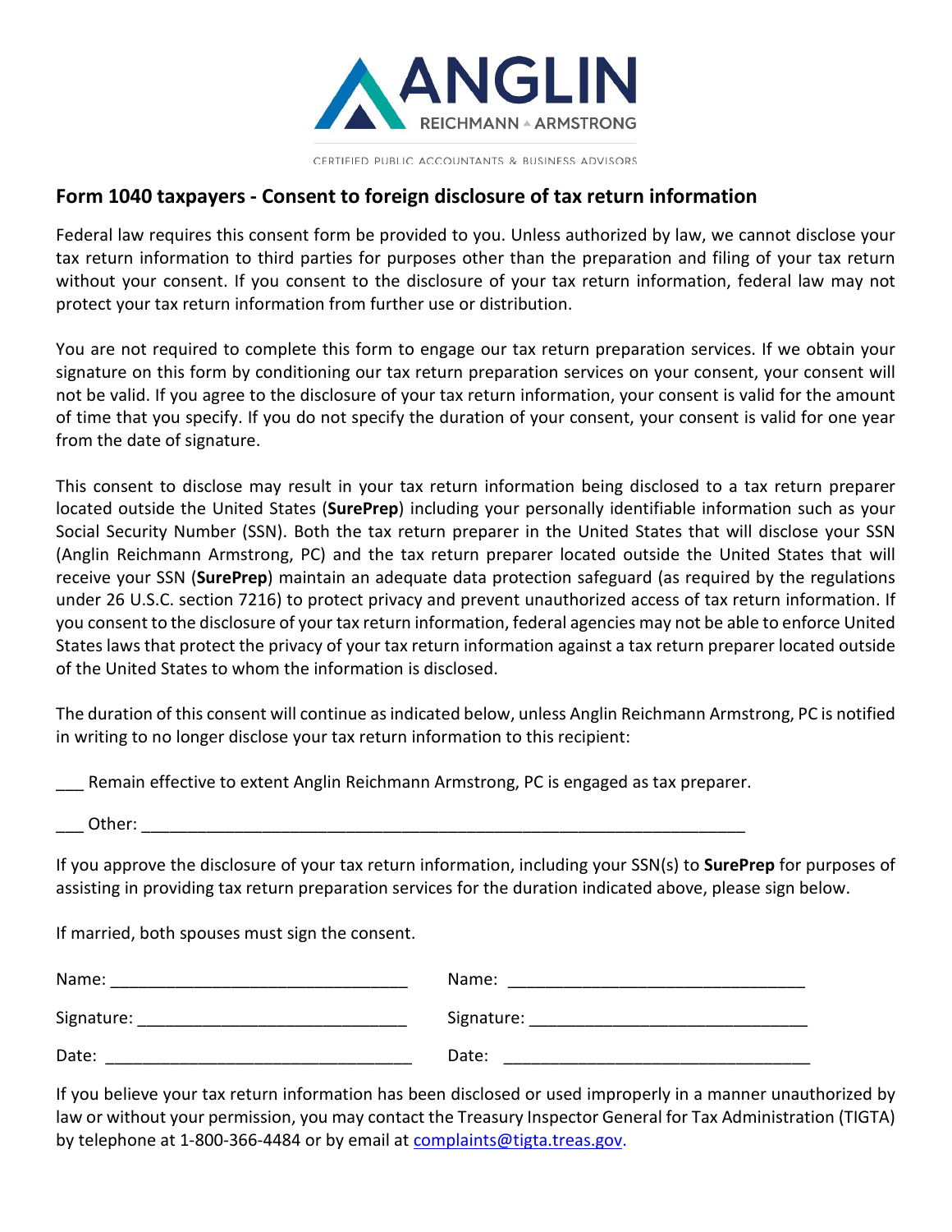ANGLIN
REICHMANN ▲ ARMSTRONG

CERTIFIED PUBLIC ACCOUNTANTS & BUSINESS ADVISORS

## Form 1040 taxpayers - Consent to foreign disclosure of tax return information

Federal law requires this consent form be provided to you. Unless authorized by law, we cannot disclose your tax return information to third parties for purposes other than the preparation and filing of your tax return without your consent. If you consent to the disclosure of your tax return information, federal law may not protect your tax return information from further use or distribution.

You are not required to complete this form to engage our tax return preparation services. If we obtain your signature on this form by conditioning our tax return preparation services on your consent, your consent will not be valid. If you agree to the disclosure of your tax return information, your consent is valid for the amount of time that you specify. If you do not specify the duration of your consent, your consent is valid for one year from the date of signature.

This consent to disclose may result in your tax return information being disclosed to a tax return preparer located outside the United States (**SurePrep**) including your personally identifiable information such as your Social Security Number (SSN). Both the tax return preparer in the United States that will disclose your SSN (Anglin Reichmann Armstrong, PC) and the tax return preparer located outside the United States that will receive your SSN (**SurePrep**) maintain an adequate data protection safeguard (as required by the regulations under 26 U.S.C. section 7216) to protect privacy and prevent unauthorized access of tax return information. If you consent to the disclosure of your tax return information, federal agencies may not be able to enforce United States laws that protect the privacy of your tax return information against a tax return preparer located outside of the United States to whom the information is disclosed.

The duration of this consent will continue as indicated below, unless Anglin Reichmann Armstrong, PC is notified in writing to no longer disclose your tax return information to this recipient:

___ Remain effective to extent Anglin Reichmann Armstrong, PC is engaged as tax preparer.

___ Other: ________________________________________________________________

If you approve the disclosure of your tax return information, including your SSN(s) to **SurePrep** for purposes of assisting in providing tax return preparation services for the duration indicated above, please sign below.

If married, both spouses must sign the consent.

Name: ________________________________ Name: ________________________________

Signature: ____________________________ Signature: ____________________________

Date: _________________________________ Date: _________________________________

If you believe your tax return information has been disclosed or used improperly in a manner unauthorized by law or without your permission, you may contact the Treasury Inspector General for Tax Administration (TIGTA) by telephone at 1-800-366-4484 or by email at complaints@tigta.treas.gov.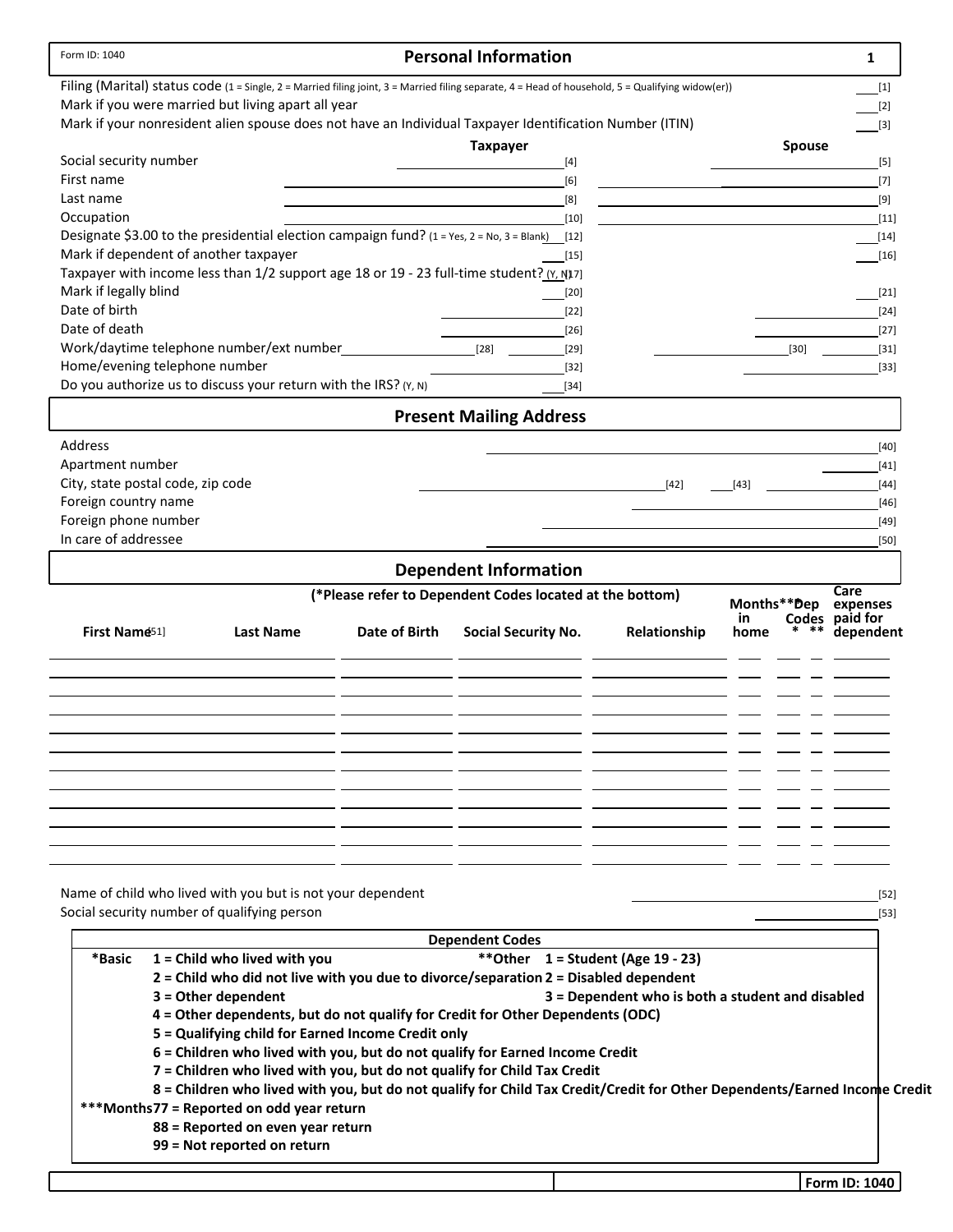Form ID: 1040

## Personal Information

1

Filing (Marital) status code (1 = Single, 2 = Married filing joint, 3 = Married filing separate, 4 = Head of household, 5 = Qualifying widow(er)) ___[1]

Mark if you were married but living apart all year ___[2]

Mark if your nonresident alien spouse does not have an Individual Taxpayer Identification Number (ITIN) ___[3]

| | Taxpayer | Spouse |
|---|---|---|
| Social security number | ___[4] | ___[5] |
| First name | ___[6] | ___[7] |
| Last name | ___[8] | ___[9] |
| Occupation | ___[10] | ___[11] |
| Designate $3.00 to the presidential election campaign fund? (1 = Yes, 2 = No, 3 = Blank) | ___[12] | ___[14] |
| Mark if dependent of another taxpayer | ___[15] | ___[16] |
| Taxpayer with income less than 1/2 support age 18 or 19 - 23 full-time student? (Y, N) | ___[17] | |
| Mark if legally blind | ___[20] | ___[21] |
| Date of birth | ___[22] | ___[24] |
| Date of death | ___[26] | ___[27] |
| Work/daytime telephone number/ext number | ___[28] ___[29] | ___[30] ___[31] |
| Home/evening telephone number | ___[32] | ___[33] |
| Do you authorize us to discuss your return with the IRS? (Y, N) | ___[34] | |

## Present Mailing Address

| | |
|---|---|
| Address | ___[40] |
| Apartment number | ___[41] |
| City, state postal code, zip code | ___[42] ___[43] ___[44] |
| Foreign country name | ___[46] |
| Foreign phone number | ___[49] |
| In care of addressee | ___[50] |

## Dependent Information

(*Please refer to Dependent Codes located at the bottom)

| First Name[51] | Last Name | Date of Birth | Social Security No. | Relationship | Months*** in home | Dep Codes * | Dep Codes ** | Care expenses paid for dependent |
|---|---|---|---|---|---|---|---|---|
| | | | | | | | | |
| | | | | | | | | |
| | | | | | | | | |
| | | | | | | | | |
| | | | | | | | | |
| | | | | | | | | |
| | | | | | | | | |
| | | | | | | | | |
| | | | | | | | | |
| | | | | | | | | |
| | | | | | | | | |

Name of child who lived with you but is not your dependent ___[52]

Social security number of qualifying person ___[53]

**Dependent Codes**

**\*Basic**
- **1 = Child who lived with you**
- **2 = Child who did not live with you due to divorce/separation**
- **3 = Other dependent**
- **4 = Other dependents, but do not qualify for Credit for Other Dependents (ODC)**
- **5 = Qualifying child for Earned Income Credit only**
- **6 = Children who lived with you, but do not qualify for Earned Income Credit**
- **7 = Children who lived with you, but do not qualify for Child Tax Credit**
- **8 = Children who lived with you, but do not qualify for Child Tax Credit/Credit for Other Dependents/Earned Income Credit**

**\*\*Other**
- **1 = Student (Age 19 - 23)**
- **2 = Disabled dependent**
- **3 = Dependent who is both a student and disabled**

**\*\*\*Months**
- **77 = Reported on odd year return**
- **88 = Reported on even year return**
- **99 = Not reported on return**

**Form ID: 1040**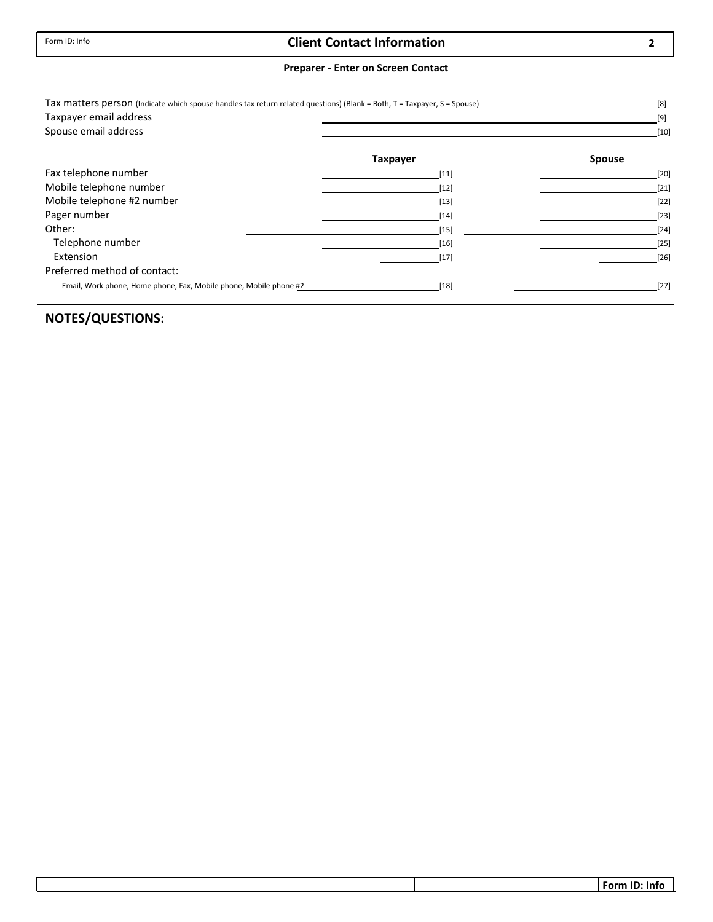Form ID: Info

# Client Contact Information

**Preparer - Enter on Screen Contact**

Tax matters person (Indicate which spouse handles tax return related questions) (Blank = Both, T = Taxpayer, S = Spouse) ______ [8]

Taxpayer email address ______ [9]

Spouse email address ______ [10]

| | Taxpayer | Spouse |
|---|---|---|
| Fax telephone number | [11] | [20] |
| Mobile telephone number | [12] | [21] |
| Mobile telephone #2 number | [13] | [22] |
| Pager number | [14] | [23] |
| Other: | [15] | [24] |
| Telephone number | [16] | [25] |
| Extension | [17] | [26] |
| Preferred method of contact: | | |
| Email, Work phone, Home phone, Fax, Mobile phone, Mobile phone #2 | [18] | [27] |

## NOTES/QUESTIONS: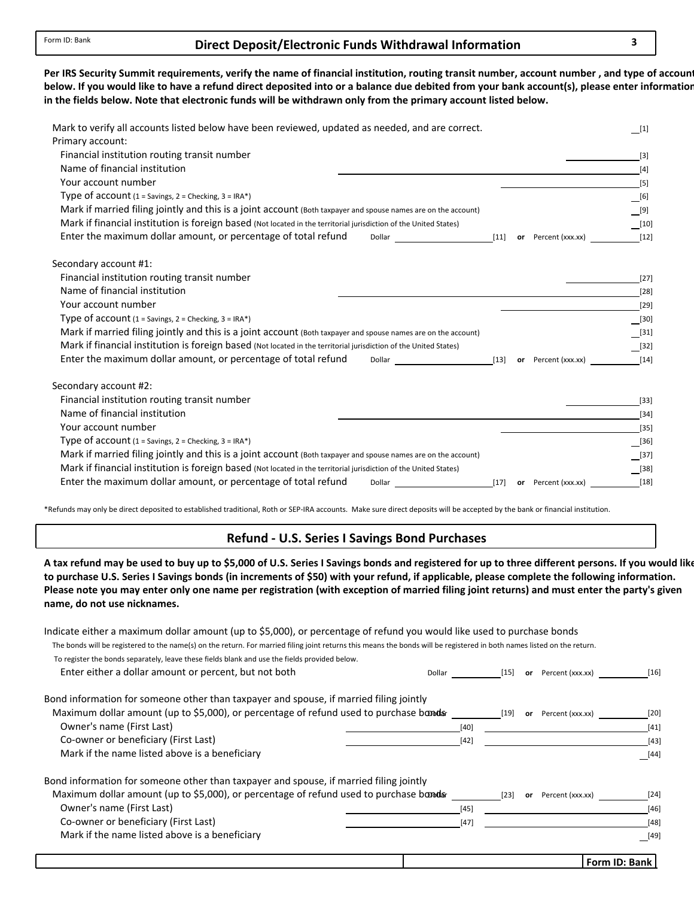Form ID: Bank

## Direct Deposit/Electronic Funds Withdrawal Information

**Per IRS Security Summit requirements, verify the name of financial institution, routing transit number, account number , and type of account below. If you would like to have a refund direct deposited into or a balance due debited from your bank account(s), please enter information in the fields below. Note that electronic funds will be withdrawn only from the primary account listed below.**

Mark to verify all accounts listed below have been reviewed, updated as needed, and are correct. ____ [1]

Primary account:

- Financial institution routing transit number ____ [3]
- Name of financial institution ____ [4]
- Your account number ____ [5]
- Type of account (1 = Savings, 2 = Checking, 3 = IRA*) ____ [6]
- Mark if married filing jointly and this is a joint account (Both taxpayer and spouse names are on the account) ____ [9]
- Mark if financial institution is foreign based (Not located in the territorial jurisdiction of the United States) ____ [10]
- Enter the maximum dollar amount, or percentage of total refund — Dollar ____ [11] **or** Percent (xxx.xx) ____ [12]

Secondary account #1:

- Financial institution routing transit number ____ [27]
- Name of financial institution ____ [28]
- Your account number ____ [29]
- Type of account (1 = Savings, 2 = Checking, 3 = IRA*) ____ [30]
- Mark if married filing jointly and this is a joint account (Both taxpayer and spouse names are on the account) ____ [31]
- Mark if financial institution is foreign based (Not located in the territorial jurisdiction of the United States) ____ [32]
- Enter the maximum dollar amount, or percentage of total refund — Dollar ____ [13] **or** Percent (xxx.xx) ____ [14]

Secondary account #2:

- Financial institution routing transit number ____ [33]
- Name of financial institution ____ [34]
- Your account number ____ [35]
- Type of account (1 = Savings, 2 = Checking, 3 = IRA*) ____ [36]
- Mark if married filing jointly and this is a joint account (Both taxpayer and spouse names are on the account) ____ [37]
- Mark if financial institution is foreign based (Not located in the territorial jurisdiction of the United States) ____ [38]
- Enter the maximum dollar amount, or percentage of total refund — Dollar ____ [17] **or** Percent (xxx.xx) ____ [18]

*Refunds may only be direct deposited to established traditional, Roth or SEP-IRA accounts. Make sure direct deposits will be accepted by the bank or financial institution.

## Refund - U.S. Series I Savings Bond Purchases

**A tax refund may be used to buy up to $5,000 of U.S. Series I Savings bonds and registered for up to three different persons. If you would like to purchase U.S. Series I Savings bonds (in increments of $50) with your refund, if applicable, please complete the following information. Please note you may enter only one name per registration (with exception of married filing joint returns) and must enter the party's given name, do not use nicknames.**

Indicate either a maximum dollar amount (up to $5,000), or percentage of refund you would like used to purchase bonds

The bonds will be registered to the name(s) on the return. For married filing joint returns this means the bonds will be registered in both names listed on the return.

To register the bonds separately, leave these fields blank and use the fields provided below.

- Enter either a dollar amount or percent, but not both — Dollar ____ [15] **or** Percent (xxx.xx) ____ [16]

Bond information for someone other than taxpayer and spouse, if married filing jointly

- Maximum dollar amount (up to $5,000), or percentage of refund used to purchase bonds — Dollar ____ [19] **or** Percent (xxx.xx) ____ [20]
- Owner's name (First Last) ____ [40] ____ [41]
- Co-owner or beneficiary (First Last) ____ [42] ____ [43]
- Mark if the name listed above is a beneficiary ____ [44]

Bond information for someone other than taxpayer and spouse, if married filing jointly

- Maximum dollar amount (up to $5,000), or percentage of refund used to purchase bonds — Dollar ____ [23] **or** Percent (xxx.xx) ____ [24]
- Owner's name (First Last) ____ [45] ____ [46]
- Co-owner or beneficiary (First Last) ____ [47] ____ [48]
- Mark if the name listed above is a beneficiary ____ [49]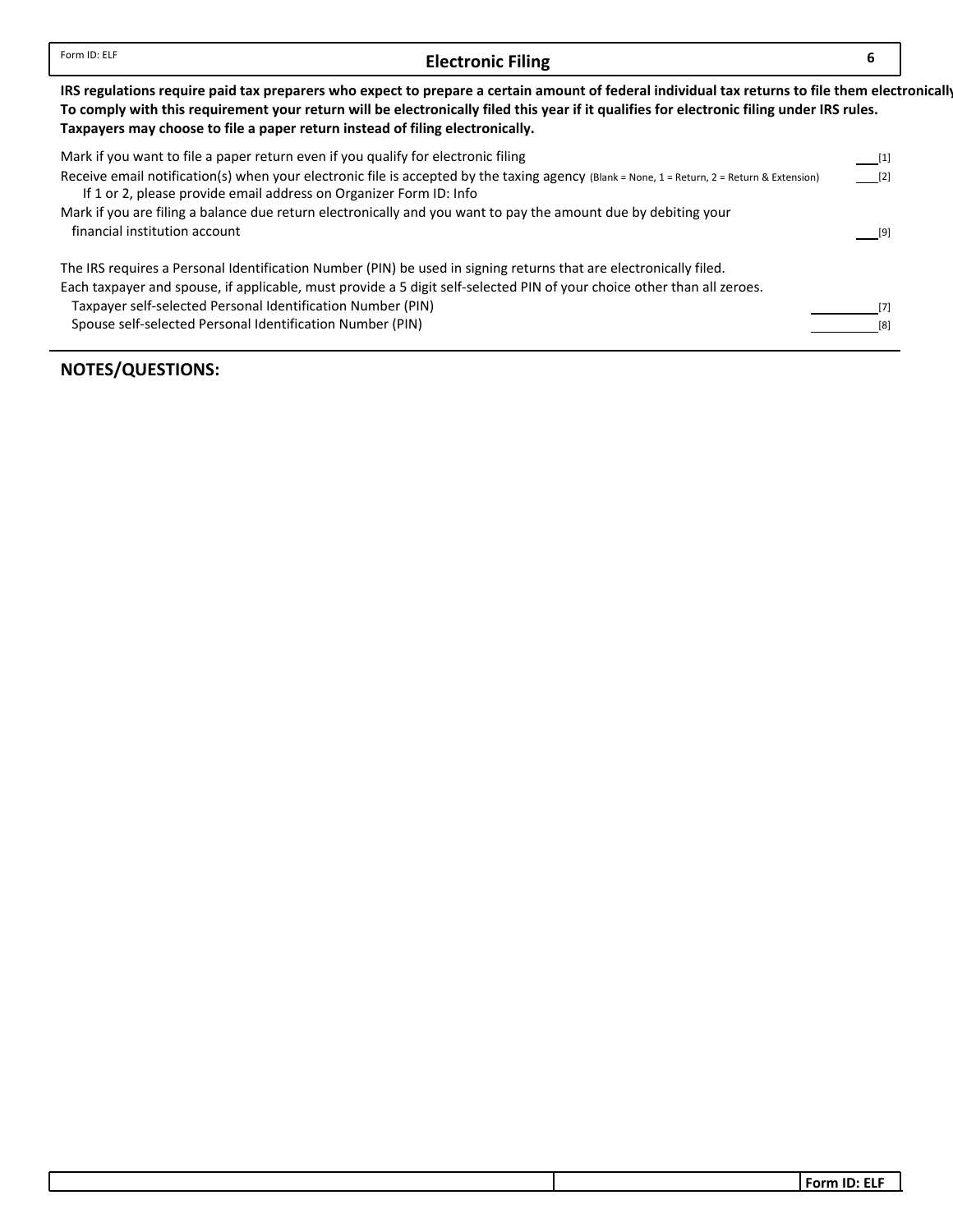Form ID: ELF

# Electronic Filing

**IRS regulations require paid tax preparers who expect to prepare a certain amount of federal individual tax returns to file them electronically. To comply with this requirement your return will be electronically filed this year if it qualifies for electronic filing under IRS rules. Taxpayers may choose to file a paper return instead of filing electronically.**

Mark if you want to file a paper return even if you qualify for electronic filing ___[1]

Receive email notification(s) when your electronic file is accepted by the taxing agency (Blank = None, 1 = Return, 2 = Return & Extension) ___[2]
If 1 or 2, please provide email address on Organizer Form ID: Info

Mark if you are filing a balance due return electronically and you want to pay the amount due by debiting your financial institution account ___[9]

The IRS requires a Personal Identification Number (PIN) be used in signing returns that are electronically filed.
Each taxpayer and spouse, if applicable, must provide a 5 digit self-selected PIN of your choice other than all zeroes.

Taxpayer self-selected Personal Identification Number (PIN) ___________[7]
Spouse self-selected Personal Identification Number (PIN) ___________[8]

**NOTES/QUESTIONS:**

Form ID: ELF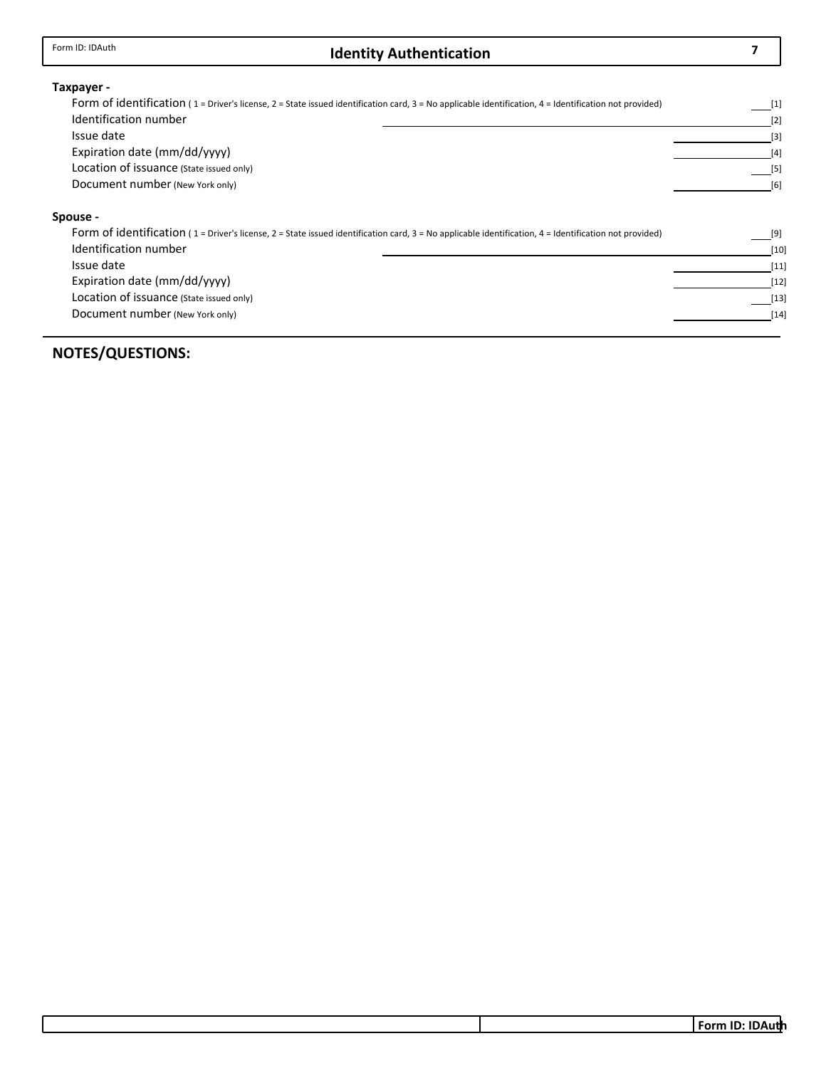Form ID: IDAuth

# Identity Authentication

**7**

**Taxpayer -**

| | | |
|---|---|---|
| Form of identification ( 1 = Driver's license, 2 = State issued identification card, 3 = No applicable identification, 4 = Identification not provided) | ___ | [1] |
| Identification number | ___ | [2] |
| Issue date | ___ | [3] |
| Expiration date (mm/dd/yyyy) | ___ | [4] |
| Location of issuance (State issued only) | ___ | [5] |
| Document number (New York only) | ___ | [6] |

**Spouse -**

| | | |
|---|---|---|
| Form of identification ( 1 = Driver's license, 2 = State issued identification card, 3 = No applicable identification, 4 = Identification not provided) | ___ | [9] |
| Identification number | ___ | [10] |
| Issue date | ___ | [11] |
| Expiration date (mm/dd/yyyy) | ___ | [12] |
| Location of issuance (State issued only) | ___ | [13] |
| Document number (New York only) | ___ | [14] |

## NOTES/QUESTIONS: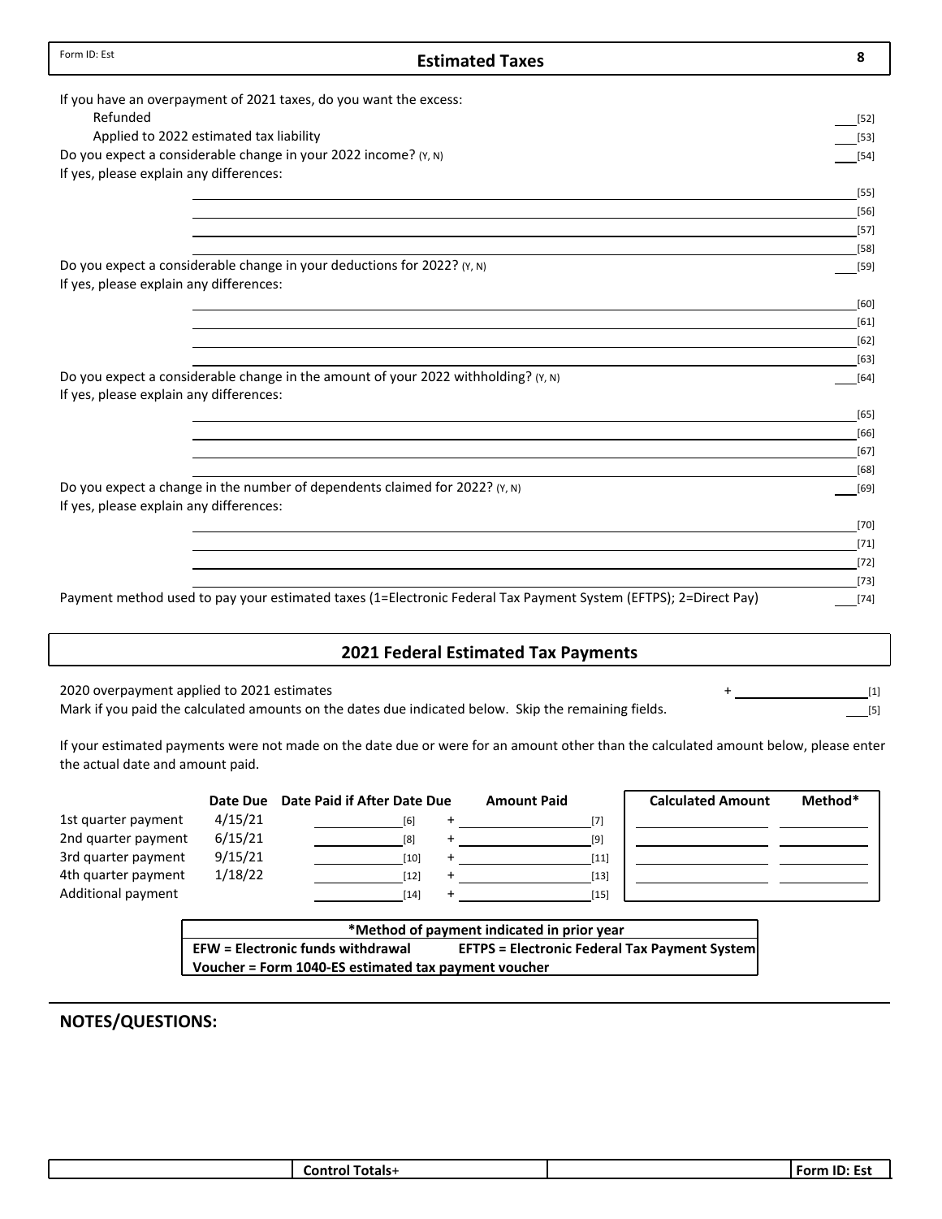Form ID: Est

## Estimated Taxes

If you have an overpayment of 2021 taxes, do you want the excess:

Refunded ___ [52]

Applied to 2022 estimated tax liability ___ [53]

Do you expect a considerable change in your 2022 income? (Y, N) ___ [54]

If yes, please explain any differences:

___ [55]

___ [56]

___ [57]

___ [58]

Do you expect a considerable change in your deductions for 2022? (Y, N) ___ [59]

If yes, please explain any differences:

___ [60]

___ [61]

___ [62]

___ [63]

Do you expect a considerable change in the amount of your 2022 withholding? (Y, N) ___ [64]

If yes, please explain any differences:

___ [65]

___ [66]

___ [67]

___ [68]

Do you expect a change in the number of dependents claimed for 2022? (Y, N) ___ [69]

If yes, please explain any differences:

___ [70]

___ [71]

___ [72]

___ [73]

Payment method used to pay your estimated taxes (1=Electronic Federal Tax Payment System (EFTPS); 2=Direct Pay) ___ [74]

## 2021 Federal Estimated Tax Payments

2020 overpayment applied to 2021 estimates + ___ [1]

Mark if you paid the calculated amounts on the dates due indicated below. Skip the remaining fields. ___ [5]

If your estimated payments were not made on the date due or were for an amount other than the calculated amount below, please enter the actual date and amount paid.

| | Date Due | Date Paid if After Date Due | Amount Paid | Calculated Amount | Method* |
|---|---|---|---|---|---|
| 1st quarter payment | 4/15/21 | [6] | + [7] | | |
| 2nd quarter payment | 6/15/21 | [8] | + [9] | | |
| 3rd quarter payment | 9/15/21 | [10] | + [11] | | |
| 4th quarter payment | 1/18/22 | [12] | + [13] | | |
| Additional payment | | [14] | + [15] | | |

| *Method of payment indicated in prior year | |
|---|---|
| **EFW = Electronic funds withdrawal** | **EFTPS = Electronic Federal Tax Payment System** |
| **Voucher = Form 1040-ES estimated tax payment voucher** | |

## NOTES/QUESTIONS:

| | Control Totals+ | | Form ID: Est |
|---|---|---|---|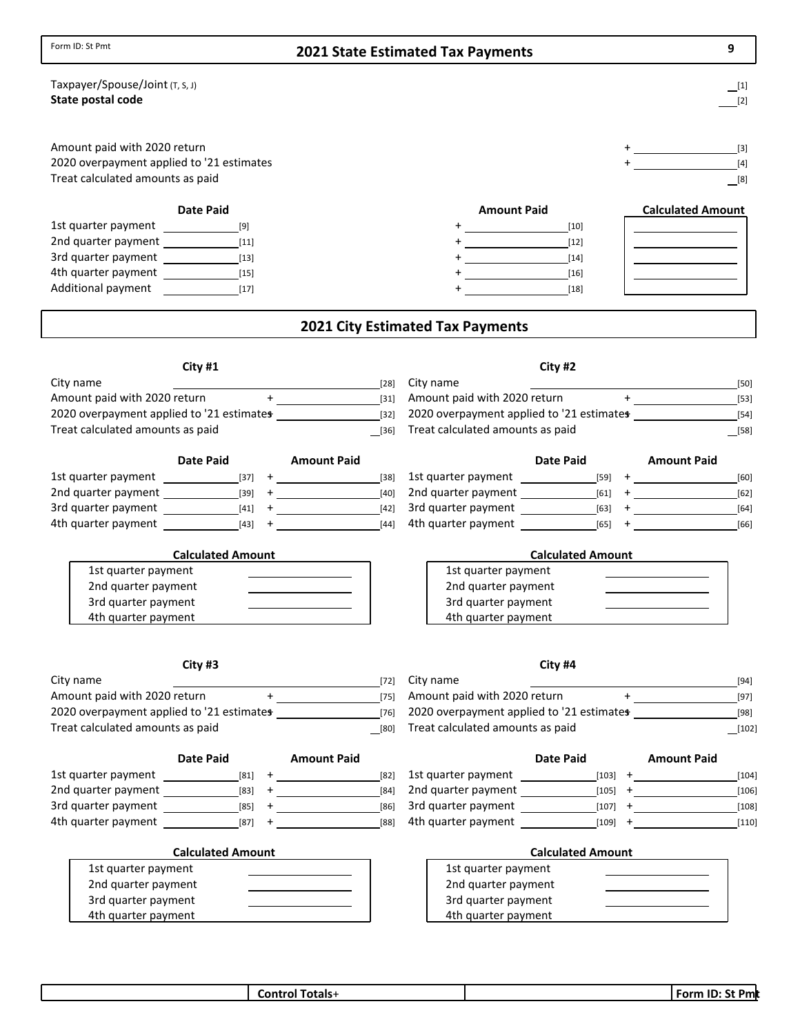Form ID: St Pmt

# 2021 State Estimated Tax Payments

Taxpayer/Spouse/Joint (T, S, J) ____ [1]

**State postal code** ____ [2]

Amount paid with 2020 return + ____ [3]

2020 overpayment applied to '21 estimates + ____ [4]

Treat calculated amounts as paid ____ [8]

| | Date Paid | | Amount Paid | Calculated Amount |
|---|---|---|---|---|
| 1st quarter payment | [9] | + | [10] | |
| 2nd quarter payment | [11] | + | [12] | |
| 3rd quarter payment | [13] | + | [14] | |
| 4th quarter payment | [15] | + | [16] | |
| Additional payment | [17] | + | [18] | |

# 2021 City Estimated Tax Payments

## City #1

City name ____ [28]

Amount paid with 2020 return + ____ [31]

2020 overpayment applied to '21 estimates + ____ [32]

Treat calculated amounts as paid ____ [36]

| | Date Paid | | Amount Paid |
|---|---|---|---|
| 1st quarter payment | [37] | + | [38] |
| 2nd quarter payment | [39] | + | [40] |
| 3rd quarter payment | [41] | + | [42] |
| 4th quarter payment | [43] | + | [44] |

**Calculated Amount**

| | |
|---|---|
| 1st quarter payment | |
| 2nd quarter payment | |
| 3rd quarter payment | |
| 4th quarter payment | |

## City #2

City name ____ [50]

Amount paid with 2020 return + ____ [53]

2020 overpayment applied to '21 estimates + ____ [54]

Treat calculated amounts as paid ____ [58]

| | Date Paid | | Amount Paid |
|---|---|---|---|
| 1st quarter payment | [59] | + | [60] |
| 2nd quarter payment | [61] | + | [62] |
| 3rd quarter payment | [63] | + | [64] |
| 4th quarter payment | [65] | + | [66] |

**Calculated Amount**

| | |
|---|---|
| 1st quarter payment | |
| 2nd quarter payment | |
| 3rd quarter payment | |
| 4th quarter payment | |

## City #3

City name ____ [72]

Amount paid with 2020 return + ____ [75]

2020 overpayment applied to '21 estimates + ____ [76]

Treat calculated amounts as paid ____ [80]

| | Date Paid | | Amount Paid |
|---|---|---|---|
| 1st quarter payment | [81] | + | [82] |
| 2nd quarter payment | [83] | + | [84] |
| 3rd quarter payment | [85] | + | [86] |
| 4th quarter payment | [87] | + | [88] |

**Calculated Amount**

| | |
|---|---|
| 1st quarter payment | |
| 2nd quarter payment | |
| 3rd quarter payment | |
| 4th quarter payment | |

## City #4

City name ____ [94]

Amount paid with 2020 return + ____ [97]

2020 overpayment applied to '21 estimates + ____ [98]

Treat calculated amounts as paid ____ [102]

| | Date Paid | | Amount Paid |
|---|---|---|---|
| 1st quarter payment | [103] | + | [104] |
| 2nd quarter payment | [105] | + | [106] |
| 3rd quarter payment | [107] | + | [108] |
| 4th quarter payment | [109] | + | [110] |

**Calculated Amount**

| | |
|---|---|
| 1st quarter payment | |
| 2nd quarter payment | |
| 3rd quarter payment | |
| 4th quarter payment | |

| | Control Totals+ | | Form ID: St Pmt |
|---|---|---|---|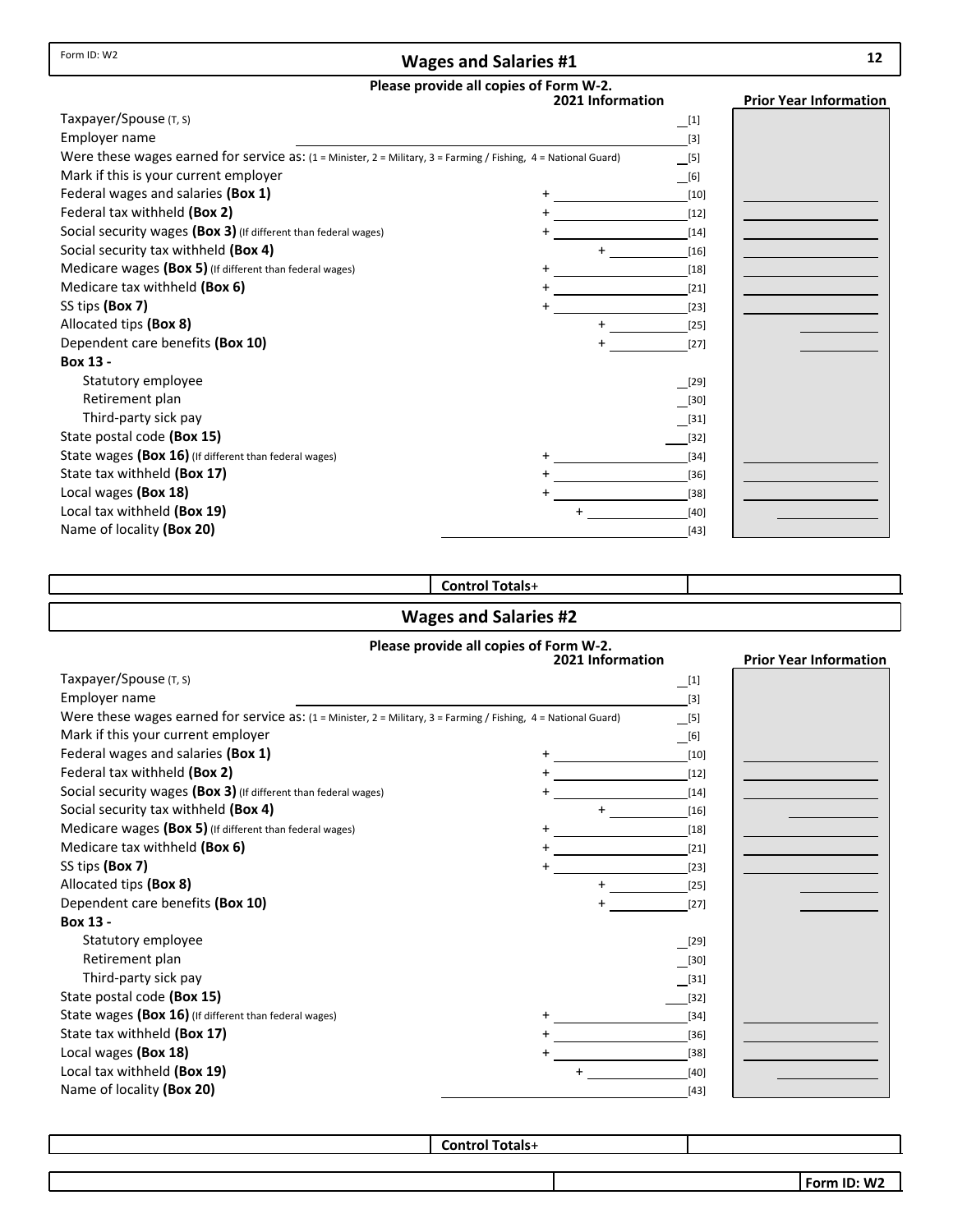Form ID: W2

## Wages and Salaries #1

**Please provide all copies of Form W-2.**

| | 2021 Information | | Prior Year Information |
|---|---|---|---|
| Taxpayer/Spouse (T, S) | | [1] | |
| Employer name | | [3] | |
| Were these wages earned for service as: (1 = Minister, 2 = Military, 3 = Farming / Fishing, 4 = National Guard) | | [5] | |
| Mark if this is your current employer | | [6] | |
| Federal wages and salaries **(Box 1)** | + | [10] | |
| Federal tax withheld **(Box 2)** | + | [12] | |
| Social security wages **(Box 3)** (If different than federal wages) | + | [14] | |
| Social security tax withheld **(Box 4)** | + | [16] | |
| Medicare wages **(Box 5)** (If different than federal wages) | + | [18] | |
| Medicare tax withheld **(Box 6)** | + | [21] | |
| SS tips **(Box 7)** | + | [23] | |
| Allocated tips **(Box 8)** | + | [25] | |
| Dependent care benefits **(Box 10)** | + | [27] | |
| **Box 13 -** | | | |
| Statutory employee | | [29] | |
| Retirement plan | | [30] | |
| Third-party sick pay | | [31] | |
| State postal code **(Box 15)** | | [32] | |
| State wages **(Box 16)** (If different than federal wages) | + | [34] | |
| State tax withheld **(Box 17)** | + | [36] | |
| Local wages **(Box 18)** | + | [38] | |
| Local tax withheld **(Box 19)** | + | [40] | |
| Name of locality **(Box 20)** | | [43] | |

**Control Totals**+

## Wages and Salaries #2

**Please provide all copies of Form W-2.**

| | 2021 Information | | Prior Year Information |
|---|---|---|---|
| Taxpayer/Spouse (T, S) | | [1] | |
| Employer name | | [3] | |
| Were these wages earned for service as: (1 = Minister, 2 = Military, 3 = Farming / Fishing, 4 = National Guard) | | [5] | |
| Mark if this your current employer | | [6] | |
| Federal wages and salaries **(Box 1)** | + | [10] | |
| Federal tax withheld **(Box 2)** | + | [12] | |
| Social security wages **(Box 3)** (If different than federal wages) | + | [14] | |
| Social security tax withheld **(Box 4)** | + | [16] | |
| Medicare wages **(Box 5)** (If different than federal wages) | + | [18] | |
| Medicare tax withheld **(Box 6)** | + | [21] | |
| SS tips **(Box 7)** | + | [23] | |
| Allocated tips **(Box 8)** | + | [25] | |
| Dependent care benefits **(Box 10)** | + | [27] | |
| **Box 13 -** | | | |
| Statutory employee | | [29] | |
| Retirement plan | | [30] | |
| Third-party sick pay | | [31] | |
| State postal code **(Box 15)** | | [32] | |
| State wages **(Box 16)** (If different than federal wages) | + | [34] | |
| State tax withheld **(Box 17)** | + | [36] | |
| Local wages **(Box 18)** | + | [38] | |
| Local tax withheld **(Box 19)** | + | [40] | |
| Name of locality **(Box 20)** | | [43] | |

**Control Totals**+

**Form ID: W2**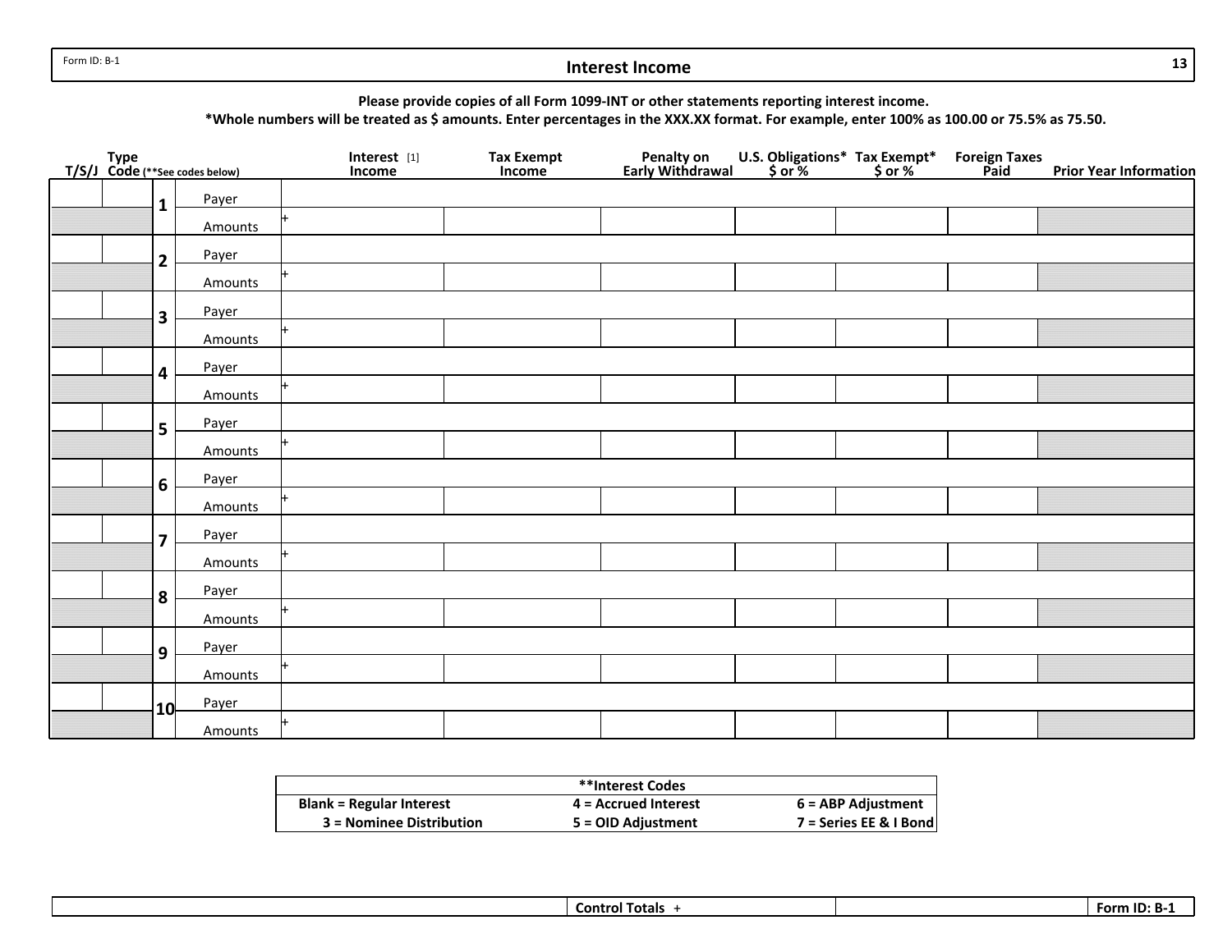Form ID: B-1

# Interest Income

**Please provide copies of all Form 1099-INT or other statements reporting interest income.**
**\*Whole numbers will be treated as $ amounts. Enter percentages in the XXX.XX format. For example, enter 100% as 100.00 or 75.5% as 75.50.**

| T/S/J | Type Code (**See codes below) | | | Interest [1] Income | Tax Exempt Income | Penalty on Early Withdrawal | U.S. Obligations* $ or % | Tax Exempt* $ or % | Foreign Taxes Paid | Prior Year Information |
|---|---|---|---|---|---|---|---|---|---|---|
| | | 1 | Payer | | | | | | | |
| | | | Amounts | + | | | | | | |
| | | 2 | Payer | | | | | | | |
| | | | Amounts | + | | | | | | |
| | | 3 | Payer | | | | | | | |
| | | | Amounts | + | | | | | | |
| | | 4 | Payer | | | | | | | |
| | | | Amounts | + | | | | | | |
| | | 5 | Payer | | | | | | | |
| | | | Amounts | + | | | | | | |
| | | 6 | Payer | | | | | | | |
| | | | Amounts | + | | | | | | |
| | | 7 | Payer | | | | | | | |
| | | | Amounts | + | | | | | | |
| | | 8 | Payer | | | | | | | |
| | | | Amounts | + | | | | | | |
| | | 9 | Payer | | | | | | | |
| | | | Amounts | + | | | | | | |
| | | 10 | Payer | | | | | | | |
| | | | Amounts | + | | | | | | |

| **Interest Codes | | |
|---|---|---|
| **Blank = Regular Interest** | **4 = Accrued Interest** | **6 = ABP Adjustment** |
| **3 = Nominee Distribution** | **5 = OID Adjustment** | **7 = Series EE & I Bond** |

| | Control Totals + | | Form ID: B-1 |
|---|---|---|---|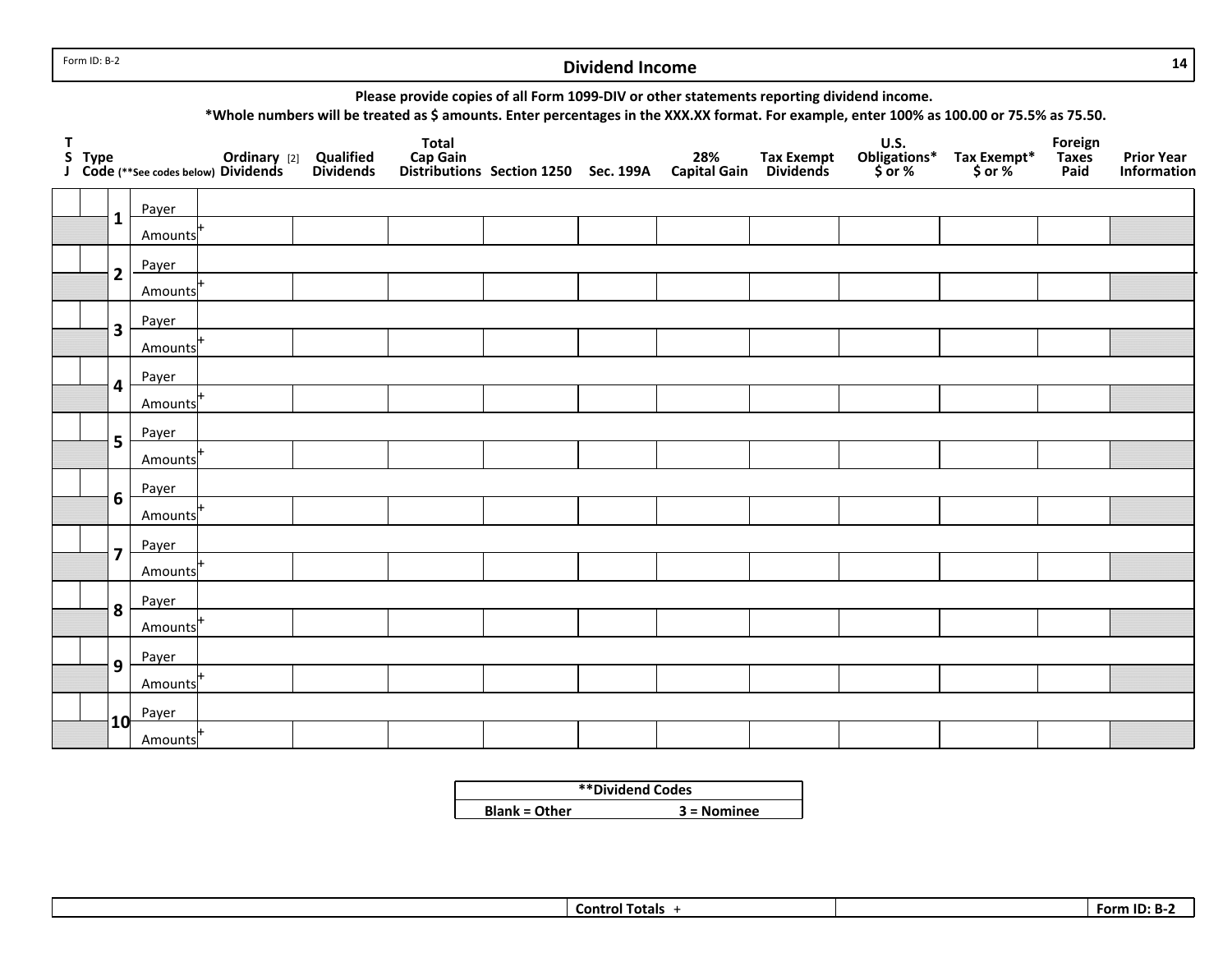Form ID: B-2

# Dividend Income

**Please provide copies of all Form 1099-DIV or other statements reporting dividend income.**

**\*Whole numbers will be treated as $ amounts. Enter percentages in the XXX.XX format. For example, enter 100% as 100.00 or 75.5% as 75.50.**

| T S J | Type Code (**See codes below) | # | | Ordinary [2] Dividends | Qualified Dividends | Total Cap Gain Distributions | Section 1250 | Sec. 199A | 28% Capital Gain | Tax Exempt Dividends | U.S. Obligations* $ or % | Tax Exempt* $ or % | Foreign Taxes Paid | Prior Year Information |
|---|---|---|---|---|---|---|---|---|---|---|---|---|---|---|
| | | 1 | Payer | | | | | | | | | | | |
| | | | Amounts + | | | | | | | | | | | |
| | | 2 | Payer | | | | | | | | | | | |
| | | | Amounts + | | | | | | | | | | | |
| | | 3 | Payer | | | | | | | | | | | |
| | | | Amounts + | | | | | | | | | | | |
| | | 4 | Payer | | | | | | | | | | | |
| | | | Amounts + | | | | | | | | | | | |
| | | 5 | Payer | | | | | | | | | | | |
| | | | Amounts + | | | | | | | | | | | |
| | | 6 | Payer | | | | | | | | | | | |
| | | | Amounts + | | | | | | | | | | | |
| | | 7 | Payer | | | | | | | | | | | |
| | | | Amounts + | | | | | | | | | | | |
| | | 8 | Payer | | | | | | | | | | | |
| | | | Amounts + | | | | | | | | | | | |
| | | 9 | Payer | | | | | | | | | | | |
| | | | Amounts + | | | | | | | | | | | |
| | | 10 | Payer | | | | | | | | | | | |
| | | | Amounts + | | | | | | | | | | | |

| **Dividend Codes | |
|---|---|
| **Blank = Other** | **3 = Nominee** |

| | Control Totals + | | Form ID: B-2 |
|---|---|---|---|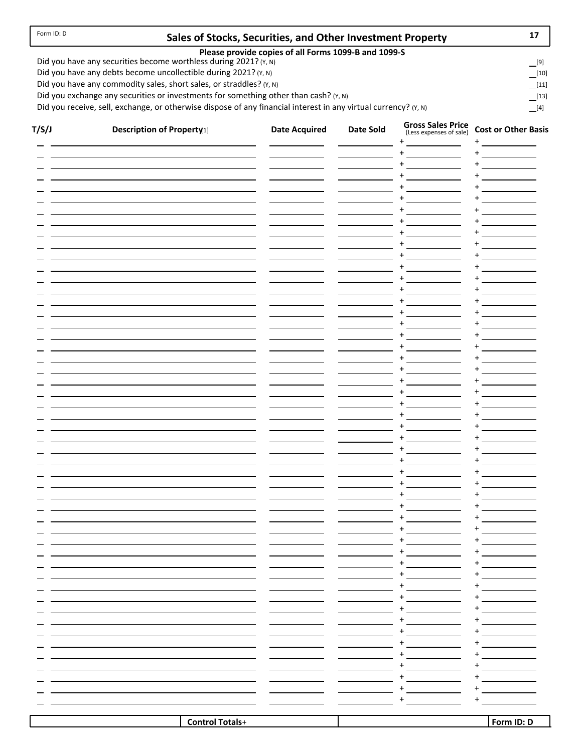Form ID: D

# Sales of Stocks, Securities, and Other Investment Property

17

**Please provide copies of all Forms 1099-B and 1099-S**

Did you have any securities become worthless during 2021? (Y, N) __[9]

Did you have any debts become uncollectible during 2021? (Y, N) __[10]

Did you have any commodity sales, short sales, or straddles? (Y, N) __[11]

Did you exchange any securities or investments for something other than cash? (Y, N) __[13]

Did you receive, sell, exchange, or otherwise dispose of any financial interest in any virtual currency? (Y, N) __[4]

| T/S/J | Description of Property[1] | Date Acquired | Date Sold | Gross Sales Price (Less expenses of sale) | Cost or Other Basis |
|---|---|---|---|---|---|
| | | | | + | + |
| | | | | + | + |
| | | | | + | + |
| | | | | + | + |
| | | | | + | + |
| | | | | + | + |
| | | | | + | + |
| | | | | + | + |
| | | | | + | + |
| | | | | + | + |
| | | | | + | + |
| | | | | + | + |
| | | | | + | + |
| | | | | + | + |
| | | | | + | + |
| | | | | + | + |
| | | | | + | + |
| | | | | + | + |
| | | | | + | + |
| | | | | + | + |
| | | | | + | + |
| | | | | + | + |
| | | | | + | + |
| | | | | + | + |
| | | | | + | + |
| | | | | + | + |
| | | | | + | + |
| | | | | + | + |
| | | | | + | + |
| | | | | + | + |
| | | | | + | + |
| | | | | + | + |
| | | | | + | + |
| | | | | + | + |
| | | | | + | + |
| | | | | + | + |
| | | | | + | + |
| | | | | + | + |
| | | | | + | + |
| | | | | + | + |
| | | | | + | + |
| | | | | + | + |
| | | | | + | + |
| | | | | + | + |
| | | | | + | + |
| | | | | + | + |
| | | | | + | + |
| | | | | + | + |
| | | | | + | + |
| | | | | + | + |
| | | | | + | + |
| | | | | + | + |
| | | | | + | + |
| | | | | + | + |
| | | | | + | + |
| | | | | + | + |
| | | | | + | + |
| | | | | + | + |

| | Control Totals+ | | Form ID: D |
|---|---|---|---|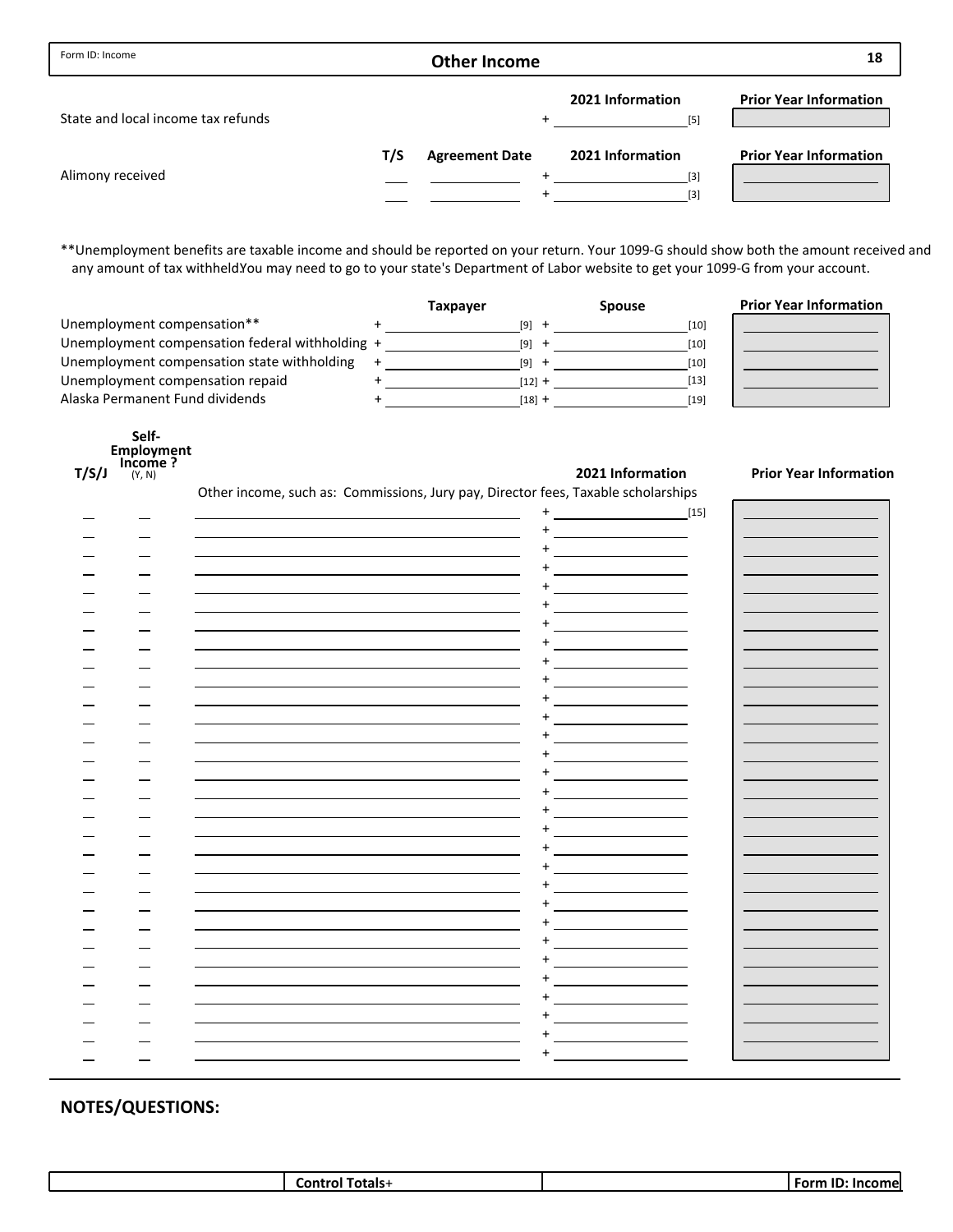Form ID: Income

# Other Income

| | | | 2021 Information | Prior Year Information |
|---|---|---|---|---|
| State and local income tax refunds | | | + ______ [5] | |

| | T/S | Agreement Date | 2021 Information | Prior Year Information |
|---|---|---|---|---|
| Alimony received | | | + ______ [3] | |
| | | | + ______ [3] | |

**Unemployment benefits are taxable income and should be reported on your return. Your 1099-G should show both the amount received and any amount of tax withheldYou may need to go to your state's Department of Labor website to get your 1099-G from your account.

| | Taxpayer | Spouse | Prior Year Information |
|---|---|---|---|
| Unemployment compensation** | + ______ [9] | + ______ [10] | |
| Unemployment compensation federal withholding | + ______ [9] | + ______ [10] | |
| Unemployment compensation state withholding | + ______ [9] | + ______ [10] | |
| Unemployment compensation repaid | + ______ [12] | + ______ [13] | |
| Alaska Permanent Fund dividends | + ______ [18] | + ______ [19] | |

Other income, such as: Commissions, Jury pay, Director fees, Taxable scholarships

| T/S/J | Self-Employment Income ? (Y, N) | Description | 2021 Information | Prior Year Information |
|---|---|---|---|---|
| | | | + ______ [15] | |
| | | | + | |
| | | | + | |
| | | | + | |
| | | | + | |
| | | | + | |
| | | | + | |
| | | | + | |
| | | | + | |
| | | | + | |
| | | | + | |
| | | | + | |
| | | | + | |
| | | | + | |
| | | | + | |
| | | | + | |
| | | | + | |
| | | | + | |
| | | | + | |
| | | | + | |
| | | | + | |
| | | | + | |
| | | | + | |
| | | | + | |
| | | | + | |
| | | | + | |
| | | | + | |
| | | | + | |
| | | | + | |
| | | | + | |

## NOTES/QUESTIONS:

| | Control Totals+ | | Form ID: Income |
|---|---|---|---|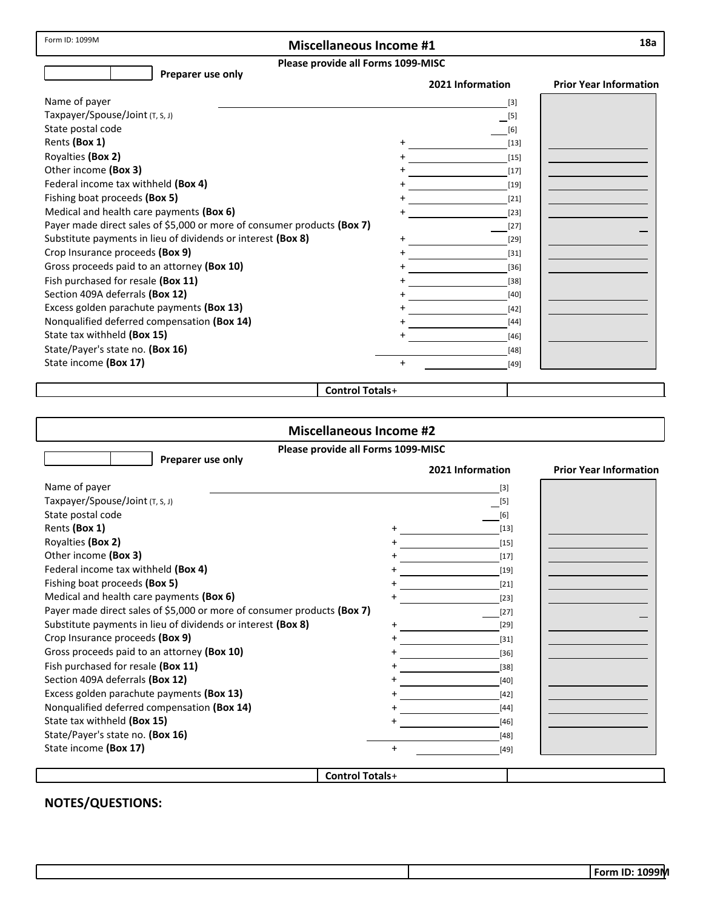Form ID: 1099M

# Miscellaneous Income #1

**18a**

**Please provide all Forms 1099-MISC**

Preparer use only

| | | **2021 Information** | **Prior Year Information** |
|---|---|---|---|
| Name of payer | | [3] | |
| Taxpayer/Spouse/Joint (T, S, J) | | [5] | |
| State postal code | | [6] | |
| Rents **(Box 1)** | + | [13] | |
| Royalties **(Box 2)** | + | [15] | |
| Other income **(Box 3)** | + | [17] | |
| Federal income tax withheld **(Box 4)** | + | [19] | |
| Fishing boat proceeds **(Box 5)** | + | [21] | |
| Medical and health care payments **(Box 6)** | + | [23] | |
| Payer made direct sales of $5,000 or more of consumer products **(Box 7)** | | [27] | |
| Substitute payments in lieu of dividends or interest **(Box 8)** | + | [29] | |
| Crop Insurance proceeds **(Box 9)** | + | [31] | |
| Gross proceeds paid to an attorney **(Box 10)** | + | [36] | |
| Fish purchased for resale **(Box 11)** | + | [38] | |
| Section 409A deferrals **(Box 12)** | + | [40] | |
| Excess golden parachute payments **(Box 13)** | + | [42] | |
| Nonqualified deferred compensation **(Box 14)** | + | [44] | |
| State tax withheld **(Box 15)** | + | [46] | |
| State/Payer's state no. **(Box 16)** | | [48] | |
| State income **(Box 17)** | + | [49] | |

**Control Totals**+

# Miscellaneous Income #2

**Please provide all Forms 1099-MISC**

Preparer use only

| | | **2021 Information** | **Prior Year Information** |
|---|---|---|---|
| Name of payer | | [3] | |
| Taxpayer/Spouse/Joint (T, S, J) | | [5] | |
| State postal code | | [6] | |
| Rents **(Box 1)** | + | [13] | |
| Royalties **(Box 2)** | + | [15] | |
| Other income **(Box 3)** | + | [17] | |
| Federal income tax withheld **(Box 4)** | + | [19] | |
| Fishing boat proceeds **(Box 5)** | + | [21] | |
| Medical and health care payments **(Box 6)** | + | [23] | |
| Payer made direct sales of $5,000 or more of consumer products **(Box 7)** | | [27] | |
| Substitute payments in lieu of dividends or interest **(Box 8)** | + | [29] | |
| Crop Insurance proceeds **(Box 9)** | + | [31] | |
| Gross proceeds paid to an attorney **(Box 10)** | + | [36] | |
| Fish purchased for resale **(Box 11)** | + | [38] | |
| Section 409A deferrals **(Box 12)** | + | [40] | |
| Excess golden parachute payments **(Box 13)** | + | [42] | |
| Nonqualified deferred compensation **(Box 14)** | + | [44] | |
| State tax withheld **(Box 15)** | + | [46] | |
| State/Payer's state no. **(Box 16)** | | [48] | |
| State income **(Box 17)** | + | [49] | |

**Control Totals**+

## NOTES/QUESTIONS:

**Form ID: 1099M**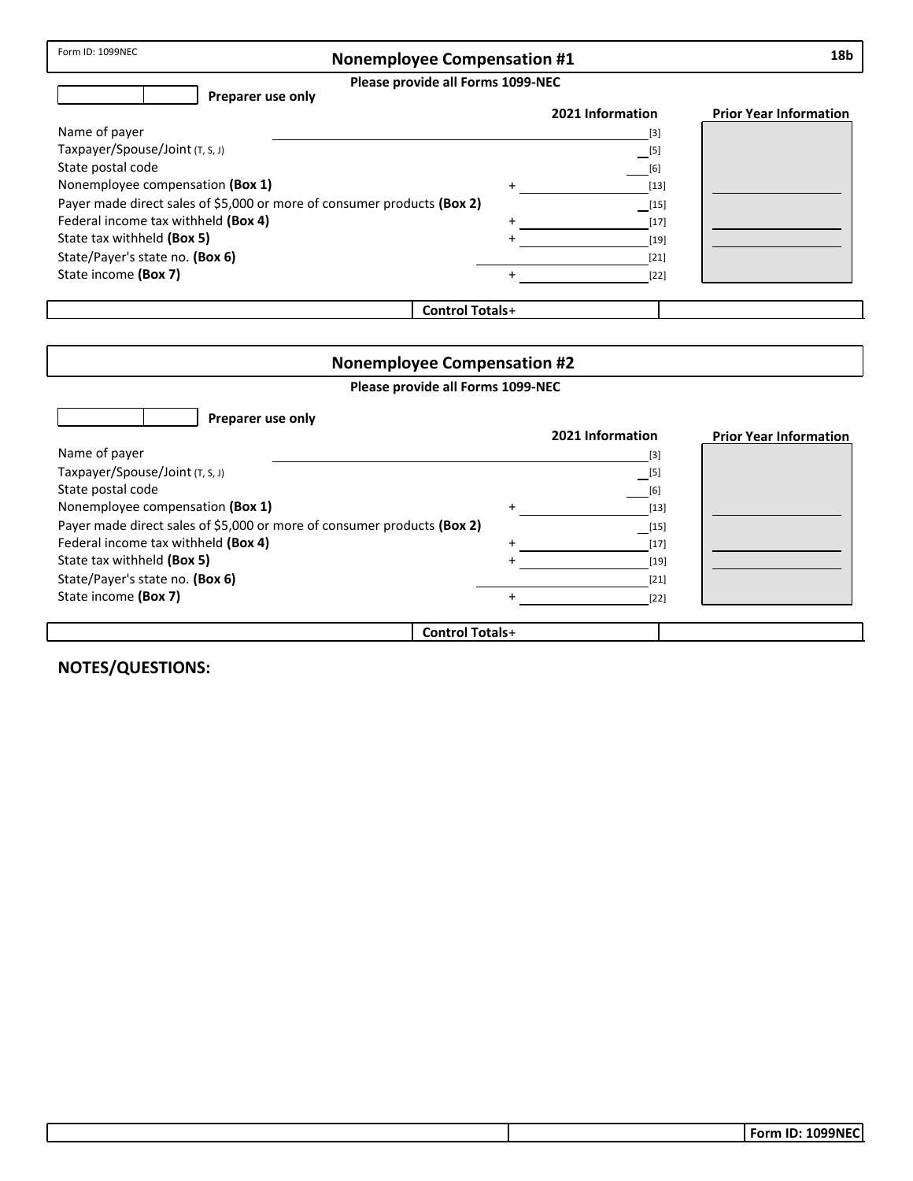Form ID: 1099NEC

## Nonemployee Compensation #1

**18b**

**Please provide all Forms 1099-NEC**

**Preparer use only**

| | | 2021 Information | | Prior Year Information |
|---|---|---|---|---|
| Name of payer | | | [3] | |
| Taxpayer/Spouse/Joint (T, S, J) | | | [5] | |
| State postal code | | | [6] | |
| Nonemployee compensation **(Box 1)** | + | | [13] | |
| Payer made direct sales of $5,000 or more of consumer products **(Box 2)** | | | [15] | |
| Federal income tax withheld **(Box 4)** | + | | [17] | |
| State tax withheld **(Box 5)** | + | | [19] | |
| State/Payer's state no. **(Box 6)** | | | [21] | |
| State income **(Box 7)** | + | | [22] | |

**Control Totals**+

## Nonemployee Compensation #2

**Please provide all Forms 1099-NEC**

**Preparer use only**

| | | 2021 Information | | Prior Year Information |
|---|---|---|---|---|
| Name of payer | | | [3] | |
| Taxpayer/Spouse/Joint (T, S, J) | | | [5] | |
| State postal code | | | [6] | |
| Nonemployee compensation **(Box 1)** | + | | [13] | |
| Payer made direct sales of $5,000 or more of consumer products **(Box 2)** | | | [15] | |
| Federal income tax withheld **(Box 4)** | + | | [17] | |
| State tax withheld **(Box 5)** | + | | [19] | |
| State/Payer's state no. **(Box 6)** | | | [21] | |
| State income **(Box 7)** | + | | [22] | |

**Control Totals**+

**NOTES/QUESTIONS:**

**Form ID: 1099NEC**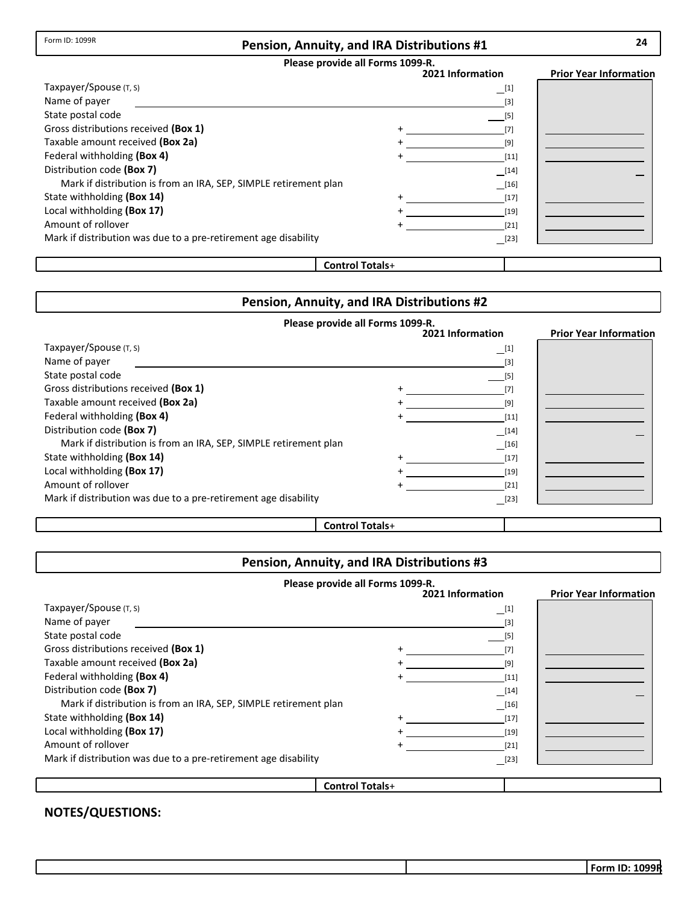Form ID: 1099R

## Pension, Annuity, and IRA Distributions #1

**Please provide all Forms 1099-R.**

| | | 2021 Information | Prior Year Information |
|---|---|---|---|
| Taxpayer/Spouse (T, S) | | [1] | |
| Name of payer | | [3] | |
| State postal code | | [5] | |
| Gross distributions received **(Box 1)** | + | [7] | |
| Taxable amount received **(Box 2a)** | + | [9] | |
| Federal withholding **(Box 4)** | + | [11] | |
| Distribution code **(Box 7)** | | [14] | |
| Mark if distribution is from an IRA, SEP, SIMPLE retirement plan | | [16] | |
| State withholding **(Box 14)** | + | [17] | |
| Local withholding **(Box 17)** | + | [19] | |
| Amount of rollover | + | [21] | |
| Mark if distribution was due to a pre-retirement age disability | | [23] | |

**Control Totals+**

## Pension, Annuity, and IRA Distributions #2

**Please provide all Forms 1099-R.**

| | | 2021 Information | Prior Year Information |
|---|---|---|---|
| Taxpayer/Spouse (T, S) | | [1] | |
| Name of payer | | [3] | |
| State postal code | | [5] | |
| Gross distributions received **(Box 1)** | + | [7] | |
| Taxable amount received **(Box 2a)** | + | [9] | |
| Federal withholding **(Box 4)** | + | [11] | |
| Distribution code **(Box 7)** | | [14] | |
| Mark if distribution is from an IRA, SEP, SIMPLE retirement plan | | [16] | |
| State withholding **(Box 14)** | + | [17] | |
| Local withholding **(Box 17)** | + | [19] | |
| Amount of rollover | + | [21] | |
| Mark if distribution was due to a pre-retirement age disability | | [23] | |

**Control Totals+**

## Pension, Annuity, and IRA Distributions #3

**Please provide all Forms 1099-R.**

| | | 2021 Information | Prior Year Information |
|---|---|---|---|
| Taxpayer/Spouse (T, S) | | [1] | |
| Name of payer | | [3] | |
| State postal code | | [5] | |
| Gross distributions received **(Box 1)** | + | [7] | |
| Taxable amount received **(Box 2a)** | + | [9] | |
| Federal withholding **(Box 4)** | + | [11] | |
| Distribution code **(Box 7)** | | [14] | |
| Mark if distribution is from an IRA, SEP, SIMPLE retirement plan | | [16] | |
| State withholding **(Box 14)** | + | [17] | |
| Local withholding **(Box 17)** | + | [19] | |
| Amount of rollover | + | [21] | |
| Mark if distribution was due to a pre-retirement age disability | | [23] | |

**Control Totals+**

**NOTES/QUESTIONS:**

Form ID: 1099R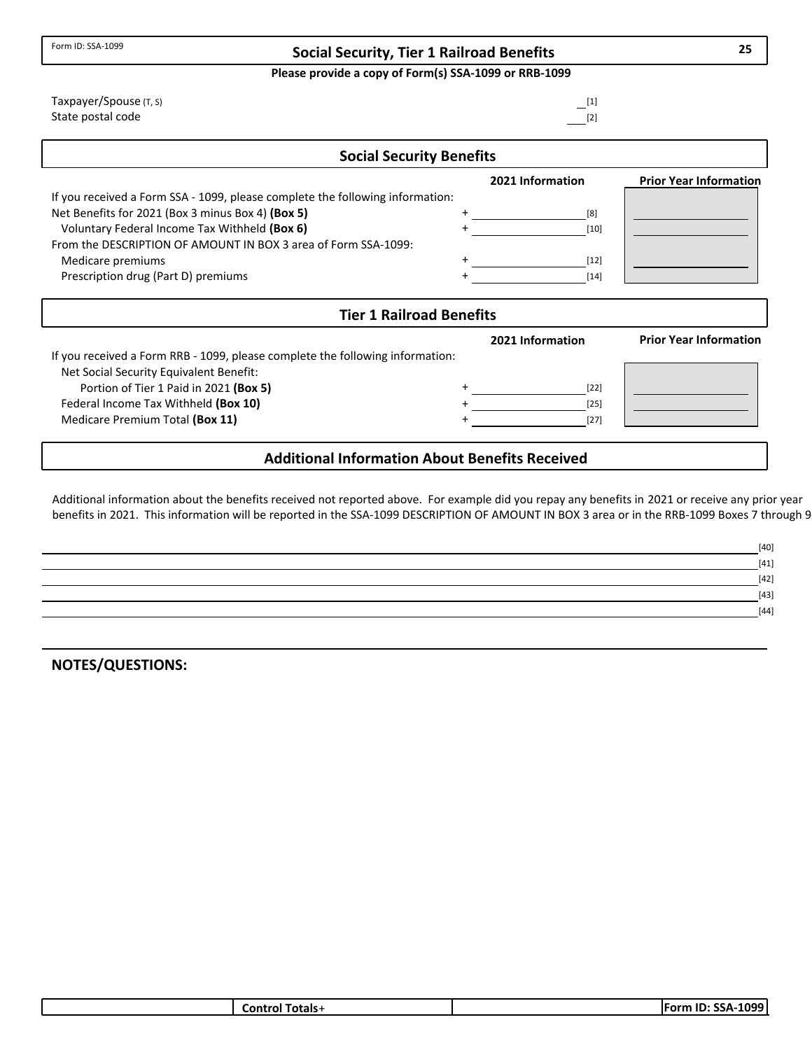Form ID: SSA-1099

# Social Security, Tier 1 Railroad Benefits

**Please provide a copy of Form(s) SSA-1099 or RRB-1099**

Taxpayer/Spouse (T, S) ____ [1]

State postal code ____ [2]

## Social Security Benefits

| | | 2021 Information | Prior Year Information |
|---|---|---|---|
| If you received a Form SSA - 1099, please complete the following information: | | | |
| Net Benefits for 2021 (Box 3 minus Box 4) **(Box 5)** | + | [8] | |
| Voluntary Federal Income Tax Withheld **(Box 6)** | + | [10] | |
| From the DESCRIPTION OF AMOUNT IN BOX 3 area of Form SSA-1099: | | | |
| Medicare premiums | + | [12] | |
| Prescription drug (Part D) premiums | + | [14] | |

## Tier 1 Railroad Benefits

| | | 2021 Information | Prior Year Information |
|---|---|---|---|
| If you received a Form RRB - 1099, please complete the following information: | | | |
| Net Social Security Equivalent Benefit: | | | |
| Portion of Tier 1 Paid in 2021 **(Box 5)** | + | [22] | |
| Federal Income Tax Withheld **(Box 10)** | + | [25] | |
| Medicare Premium Total **(Box 11)** | + | [27] | |

## Additional Information About Benefits Received

Additional information about the benefits received not reported above. For example did you repay any benefits in 2021 or receive any prior year benefits in 2021. This information will be reported in the SSA-1099 DESCRIPTION OF AMOUNT IN BOX 3 area or in the RRB-1099 Boxes 7 through 9

[40]

[41]

[42]

[43]

[44]

## NOTES/QUESTIONS:

| Control Totals+ | | Form ID: SSA-1099 |
|---|---|---|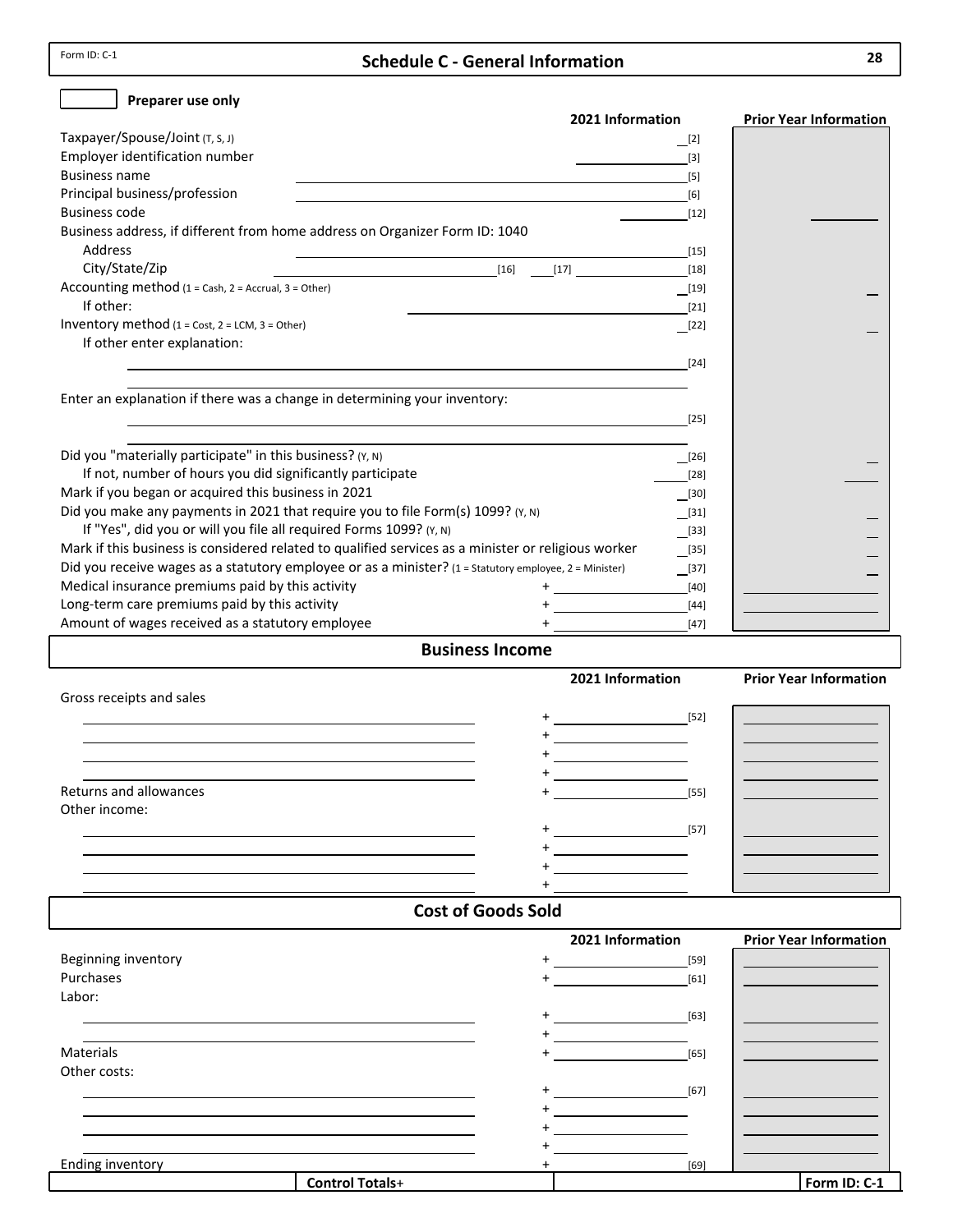Form ID: C-1

# Schedule C - General Information

Preparer use only

| | 2021 Information | Prior Year Information |
|---|---|---|
| Taxpayer/Spouse/Joint (T, S, J) | [2] | |
| Employer identification number | [3] | |
| Business name | [5] | |
| Principal business/profession | [6] | |
| Business code | [12] | |
| Business address, if different from home address on Organizer Form ID: 1040 | | |
| Address | [15] | |
| City/State/Zip | [16] [17] [18] | |
| Accounting method (1 = Cash, 2 = Accrual, 3 = Other) | [19] | |
| If other: | [21] | |
| Inventory method (1 = Cost, 2 = LCM, 3 = Other) | [22] | |
| If other enter explanation: | [24] | |
| Enter an explanation if there was a change in determining your inventory: | [25] | |
| Did you "materially participate" in this business? (Y, N) | [26] | |
| If not, number of hours you did significantly participate | [28] | |
| Mark if you began or acquired this business in 2021 | [30] | |
| Did you make any payments in 2021 that require you to file Form(s) 1099? (Y, N) | [31] | |
| If "Yes", did you or will you file all required Forms 1099? (Y, N) | [33] | |
| Mark if this business is considered related to qualified services as a minister or religious worker | [35] | |
| Did you receive wages as a statutory employee or as a minister? (1 = Statutory employee, 2 = Minister) | [37] | |
| Medical insurance premiums paid by this activity | + [40] | |
| Long-term care premiums paid by this activity | + [44] | |
| Amount of wages received as a statutory employee | + [47] | |

## Business Income

| | 2021 Information | Prior Year Information |
|---|---|---|
| Gross receipts and sales | | |
| | + [52] | |
| | + | |
| | + | |
| | + | |
| Returns and allowances | + [55] | |
| Other income: | | |
| | + [57] | |
| | + | |
| | + | |
| | + | |

## Cost of Goods Sold

| | 2021 Information | Prior Year Information |
|---|---|---|
| Beginning inventory | + [59] | |
| Purchases | + [61] | |
| Labor: | | |
| | + [63] | |
| | + | |
| Materials | + [65] | |
| Other costs: | | |
| | + [67] | |
| | + | |
| | + | |
| | + | |
| Ending inventory | + [69] | |

**Control Totals**+

**Form ID: C-1**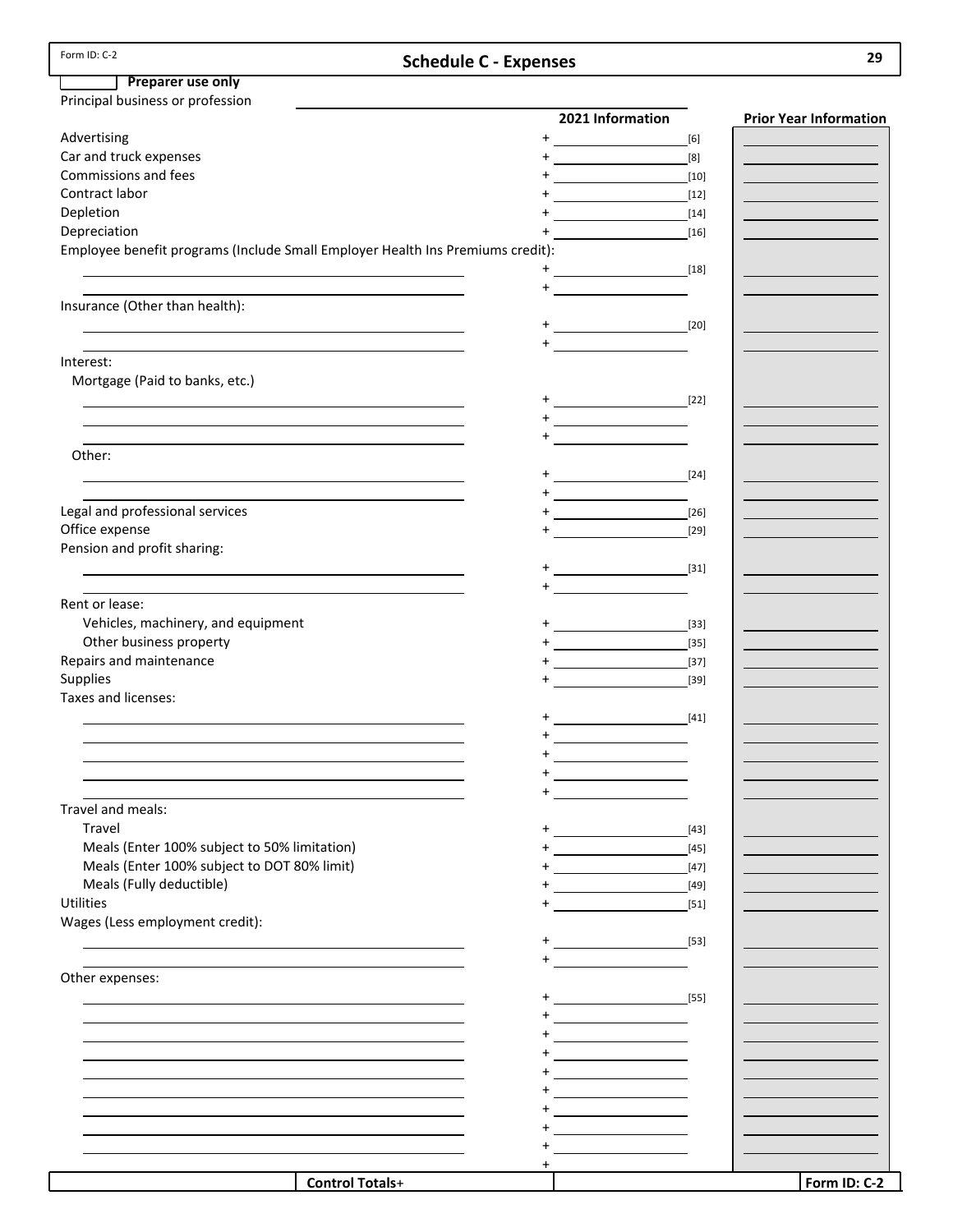Form ID: C-2

# Schedule C - Expenses

☐ **Preparer use only**

Principal business or profession ____________________

| | 2021 Information | | Prior Year Information |
|---|---|---|---|
| Advertising | + | [6] | |
| Car and truck expenses | + | [8] | |
| Commissions and fees | + | [10] | |
| Contract labor | + | [12] | |
| Depletion | + | [14] | |
| Depreciation | + | [16] | |
| Employee benefit programs (Include Small Employer Health Ins Premiums credit): | | | |
| | + | [18] | |
| | + | | |
| Insurance (Other than health): | | | |
| | + | [20] | |
| | + | | |
| Interest: | | | |
| Mortgage (Paid to banks, etc.) | | | |
| | + | [22] | |
| | + | | |
| | + | | |
| Other: | | | |
| | + | [24] | |
| | + | | |
| Legal and professional services | + | [26] | |
| Office expense | + | [29] | |
| Pension and profit sharing: | | | |
| | + | [31] | |
| | + | | |
| Rent or lease: | | | |
| Vehicles, machinery, and equipment | + | [33] | |
| Other business property | + | [35] | |
| Repairs and maintenance | + | [37] | |
| Supplies | + | [39] | |
| Taxes and licenses: | | | |
| | + | [41] | |
| | + | | |
| | + | | |
| | + | | |
| | + | | |
| Travel and meals: | | | |
| Travel | + | [43] | |
| Meals (Enter 100% subject to 50% limitation) | + | [45] | |
| Meals (Enter 100% subject to DOT 80% limit) | + | [47] | |
| Meals (Fully deductible) | + | [49] | |
| Utilities | + | [51] | |
| Wages (Less employment credit): | | | |
| | + | [53] | |
| | + | | |
| Other expenses: | | | |
| | + | [55] | |
| | + | | |
| | + | | |
| | + | | |
| | + | | |
| | + | | |
| | + | | |
| | + | | |
| | + | | |
| | + | | |
| **Control Totals+** | | | |

**Form ID: C-2**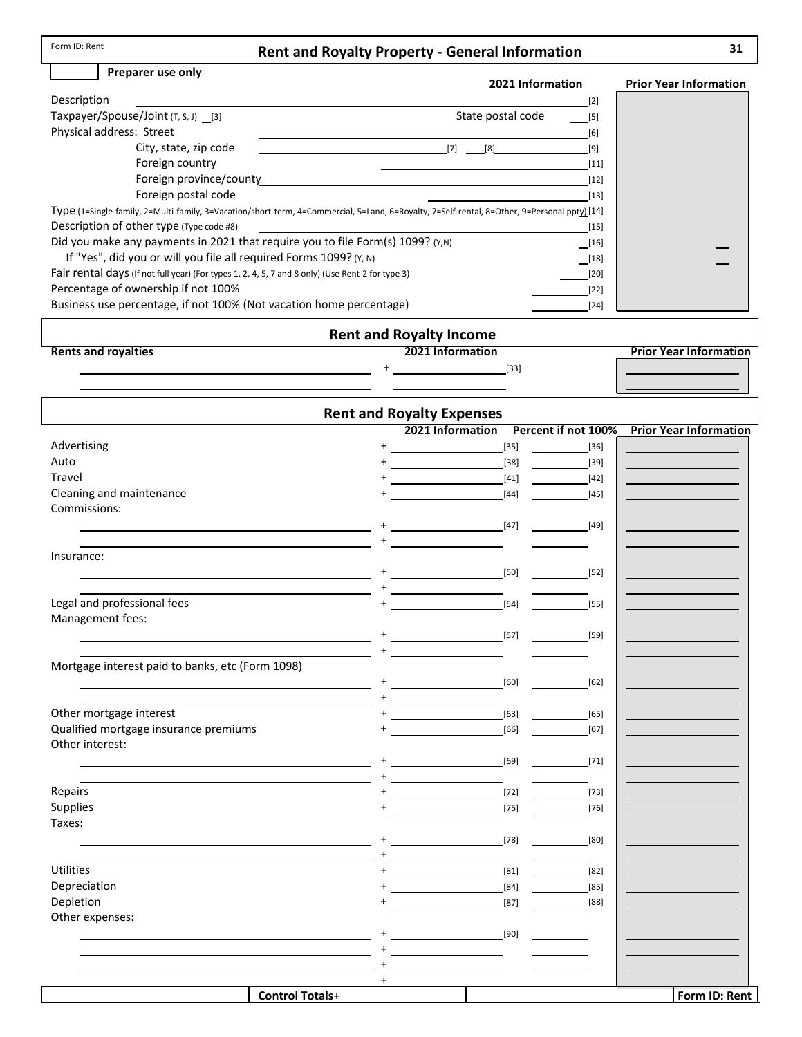Form ID: Rent

# Rent and Royalty Property - General Information

Preparer use only

| | 2021 Information | Prior Year Information |
|---|---|---|
| Description | [2] | |
| Taxpayer/Spouse/Joint (T, S, J) [3] — State postal code | [5] | |
| Physical address: Street | [6] | |
| City, state, zip code | [7] [8] [9] | |
| Foreign country | [11] | |
| Foreign province/county | [12] | |
| Foreign postal code | [13] | |
| Type (1=Single-family, 2=Multi-family, 3=Vacation/short-term, 4=Commercial, 5=Land, 6=Royalty, 7=Self-rental, 8=Other, 9=Personal ppty) | [14] | |
| Description of other type (Type code #8) | [15] | |
| Did you make any payments in 2021 that require you to file Form(s) 1099? (Y,N) | [16] | |
| If "Yes", did you or will you file all required Forms 1099? (Y, N) | [18] | |
| Fair rental days (If not full year) (For types 1, 2, 4, 5, 7 and 8 only) (Use Rent-2 for type 3) | [20] | |
| Percentage of ownership if not 100% | [22] | |
| Business use percentage, if not 100% (Not vacation home percentage) | [24] | |

## Rent and Royalty Income

| Rents and royalties | 2021 Information | Prior Year Information |
|---|---|---|
| | + [33] | |
| | | |

## Rent and Royalty Expenses

| | 2021 Information | Percent if not 100% | Prior Year Information |
|---|---|---|---|
| Advertising | + [35] | [36] | |
| Auto | + [38] | [39] | |
| Travel | + [41] | [42] | |
| Cleaning and maintenance | + [44] | [45] | |
| Commissions: | | | |
| | + [47] | [49] | |
| | + | | |
| Insurance: | | | |
| | + [50] | [52] | |
| | + | | |
| Legal and professional fees | + [54] | [55] | |
| Management fees: | | | |
| | + [57] | [59] | |
| | + | | |
| Mortgage interest paid to banks, etc (Form 1098) | | | |
| | + [60] | [62] | |
| | + | | |
| Other mortgage interest | + [63] | [65] | |
| Qualified mortgage insurance premiums | + [66] | [67] | |
| Other interest: | | | |
| | + [69] | [71] | |
| | + | | |
| Repairs | + [72] | [73] | |
| Supplies | + [75] | [76] | |
| Taxes: | | | |
| | + [78] | [80] | |
| | + | | |
| Utilities | + [81] | [82] | |
| Depreciation | + [84] | [85] | |
| Depletion | + [87] | [88] | |
| Other expenses: | | | |
| | + [90] | | |
| | + | | |
| | + | | |
| | + | | |

Control Totals+

Form ID: Rent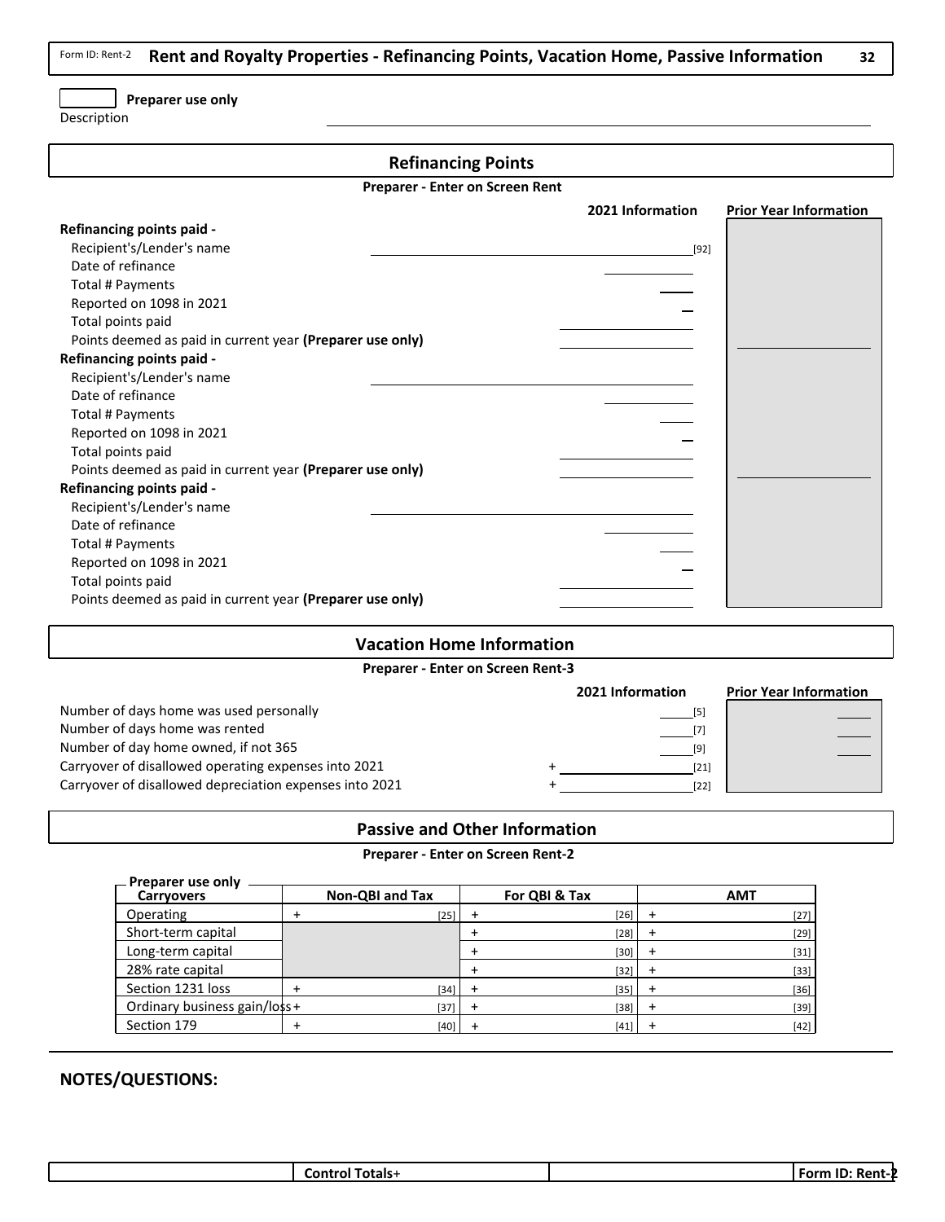Form ID: Rent-2 **Rent and Royalty Properties - Refinancing Points, Vacation Home, Passive Information** 32

**Preparer use only**

Description

## Refinancing Points

**Preparer - Enter on Screen Rent**

| | 2021 Information | Prior Year Information |
|---|---|---|
| **Refinancing points paid -** | | |
| Recipient's/Lender's name | [92] | |
| Date of refinance | | |
| Total # Payments | | |
| Reported on 1098 in 2021 | | |
| Total points paid | | |
| Points deemed as paid in current year **(Preparer use only)** | | |
| **Refinancing points paid -** | | |
| Recipient's/Lender's name | | |
| Date of refinance | | |
| Total # Payments | | |
| Reported on 1098 in 2021 | | |
| Total points paid | | |
| Points deemed as paid in current year **(Preparer use only)** | | |
| **Refinancing points paid -** | | |
| Recipient's/Lender's name | | |
| Date of refinance | | |
| Total # Payments | | |
| Reported on 1098 in 2021 | | |
| Total points paid | | |
| Points deemed as paid in current year **(Preparer use only)** | | |

## Vacation Home Information

**Preparer - Enter on Screen Rent-3**

| | 2021 Information | Prior Year Information |
|---|---|---|
| Number of days home was used personally | [5] | |
| Number of days home was rented | [7] | |
| Number of day home owned, if not 365 | [9] | |
| Carryover of disallowed operating expenses into 2021 | + [21] | |
| Carryover of disallowed depreciation expenses into 2021 | + [22] | |

## Passive and Other Information

**Preparer - Enter on Screen Rent-2**

Preparer use only

| Carryovers | Non-QBI and Tax | For QBI & Tax | AMT |
|---|---|---|---|
| Operating | + [25] | + [26] | + [27] |
| Short-term capital | | + [28] | + [29] |
| Long-term capital | | + [30] | + [31] |
| 28% rate capital | | + [32] | + [33] |
| Section 1231 loss | + [34] | + [35] | + [36] |
| Ordinary business gain/loss | + [37] | + [38] | + [39] |
| Section 179 | + [40] | + [41] | + [42] |

## NOTES/QUESTIONS:

| | Control Totals+ | | Form ID: Rent-2 |
|---|---|---|---|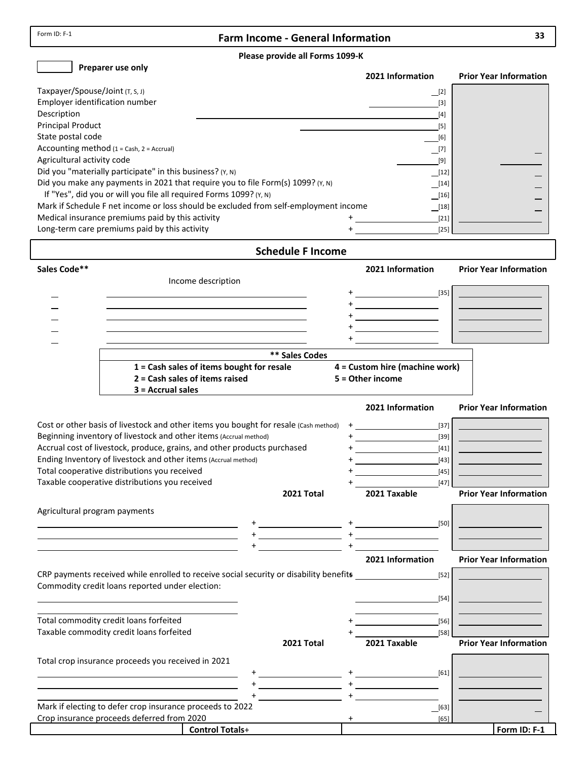Form ID: F-1

# Farm Income - General Information

**Please provide all Forms 1099-K**

**Preparer use only**

| | 2021 Information | Prior Year Information |
|---|---|---|
| Taxpayer/Spouse/Joint (T, S, J) | [2] | |
| Employer identification number | [3] | |
| Description | [4] | |
| Principal Product | [5] | |
| State postal code | [6] | |
| Accounting method (1 = Cash, 2 = Accrual) | [7] | |
| Agricultural activity code | [9] | |
| Did you "materially participate" in this business? (Y, N) | [12] | |
| Did you make any payments in 2021 that require you to file Form(s) 1099? (Y, N) | [14] | |
| If "Yes", did you or will you file all required Forms 1099? (Y, N) | [16] | |
| Mark if Schedule F net income or loss should be excluded from self-employment income | [18] | |
| Medical insurance premiums paid by this activity | + [21] | |
| Long-term care premiums paid by this activity | + [25] | |

## Schedule F Income

| Sales Code** | Income description | 2021 Information | Prior Year Information |
|---|---|---|---|
| | | + [35] | |
| | | + | |
| | | + | |
| | | + | |
| | | + | |

| ** Sales Codes | |
|---|---|
| **1 = Cash sales of items bought for resale** | **4 = Custom hire (machine work)** |
| **2 = Cash sales of items raised** | **5 = Other income** |
| **3 = Accrual sales** | |

| | 2021 Information | Prior Year Information |
|---|---|---|
| Cost or other basis of livestock and other items you bought for resale (Cash method) | + [37] | |
| Beginning inventory of livestock and other items (Accrual method) | + [39] | |
| Accrual cost of livestock, produce, grains, and other products purchased | + [41] | |
| Ending Inventory of livestock and other items (Accrual method) | + [43] | |
| Total cooperative distributions you received | + [45] | |
| Taxable cooperative distributions you received | + [47] | |

| Agricultural program payments | 2021 Total | 2021 Taxable | Prior Year Information |
|---|---|---|---|
| | + | + [50] | |
| | + | + | |
| | + | + | |

| | 2021 Information | Prior Year Information |
|---|---|---|
| CRP payments received while enrolled to receive social security or disability benefits | [52] | |
| Commodity credit loans reported under election: | [54] | |
| Total commodity credit loans forfeited | + [56] | |
| Taxable commodity credit loans forfeited | + [58] | |

| Total crop insurance proceeds you received in 2021 | 2021 Total | 2021 Taxable | Prior Year Information |
|---|---|---|---|
| | + | + [61] | |
| | + | + | |
| | + | + | |
| Mark if electing to defer crop insurance proceeds to 2022 | | [63] | |
| Crop insurance proceeds deferred from 2020 | | + [65] | |

**Control Totals**+

**Form ID: F-1**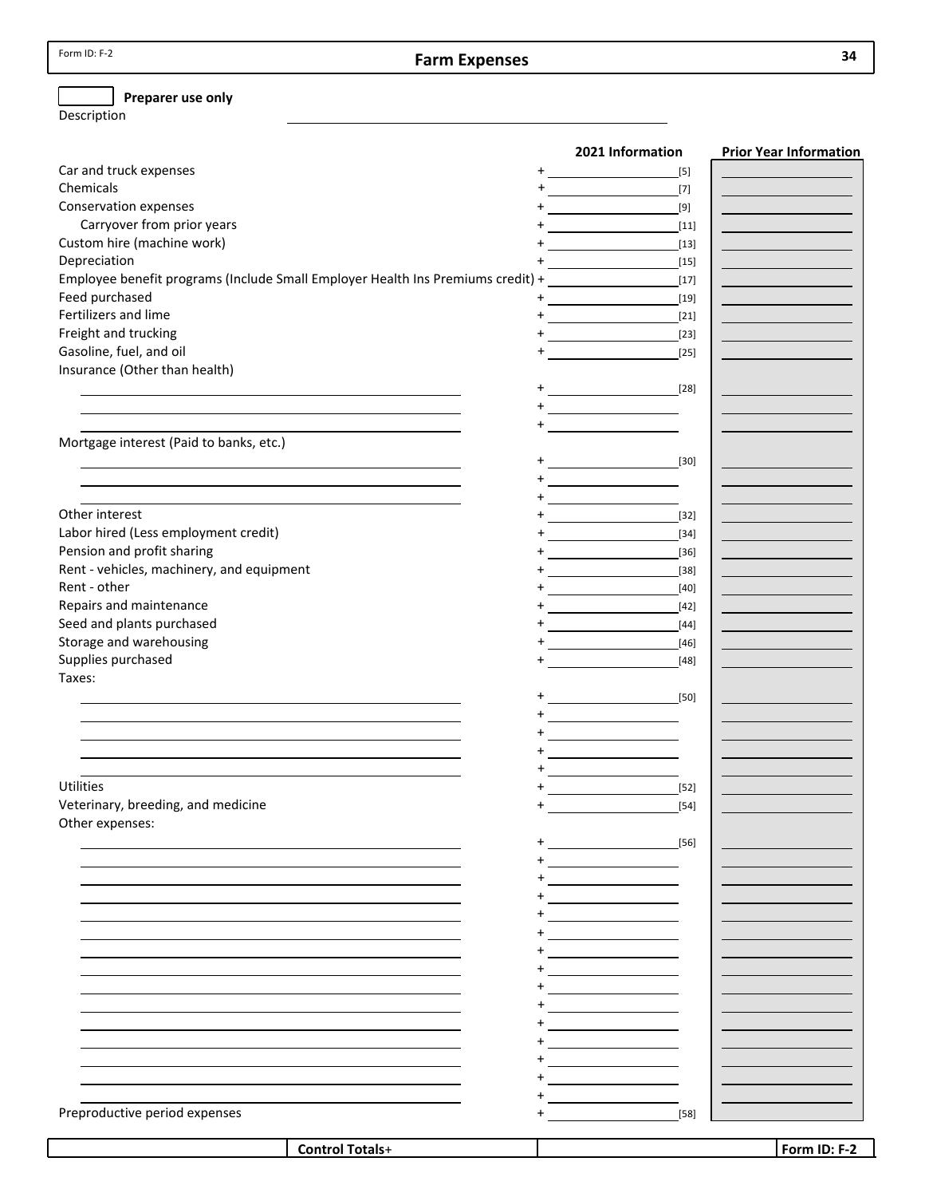Form ID: F-2

# Farm Expenses

☐ **Preparer use only**

Description ______________________________

| | | 2021 Information | | Prior Year Information |
|---|---|---|---|---|
| Car and truck expenses | + | | [5] | |
| Chemicals | + | | [7] | |
| Conservation expenses | + | | [9] | |
| Carryover from prior years | + | | [11] | |
| Custom hire (machine work) | + | | [13] | |
| Depreciation | + | | [15] | |
| Employee benefit programs (Include Small Employer Health Ins Premiums credit) | + | | [17] | |
| Feed purchased | + | | [19] | |
| Fertilizers and lime | + | | [21] | |
| Freight and trucking | + | | [23] | |
| Gasoline, fuel, and oil | + | | [25] | |
| Insurance (Other than health) | | | | |
| | + | | [28] | |
| | + | | | |
| | + | | | |
| Mortgage interest (Paid to banks, etc.) | | | | |
| | + | | [30] | |
| | + | | | |
| | + | | | |
| Other interest | + | | [32] | |
| Labor hired (Less employment credit) | + | | [34] | |
| Pension and profit sharing | + | | [36] | |
| Rent - vehicles, machinery, and equipment | + | | [38] | |
| Rent - other | + | | [40] | |
| Repairs and maintenance | + | | [42] | |
| Seed and plants purchased | + | | [44] | |
| Storage and warehousing | + | | [46] | |
| Supplies purchased | + | | [48] | |
| Taxes: | | | | |
| | + | | [50] | |
| | + | | | |
| | + | | | |
| | + | | | |
| | + | | | |
| Utilities | + | | [52] | |
| Veterinary, breeding, and medicine | + | | [54] | |
| Other expenses: | | | | |
| | + | | [56] | |
| | + | | | |
| | + | | | |
| | + | | | |
| | + | | | |
| | + | | | |
| | + | | | |
| | + | | | |
| | + | | | |
| | + | | | |
| | + | | | |
| | + | | | |
| | + | | | |
| | + | | | |
| | + | | | |
| Preproductive period expenses | + | | [58] | |

**Control Totals+**

**Form ID: F-2**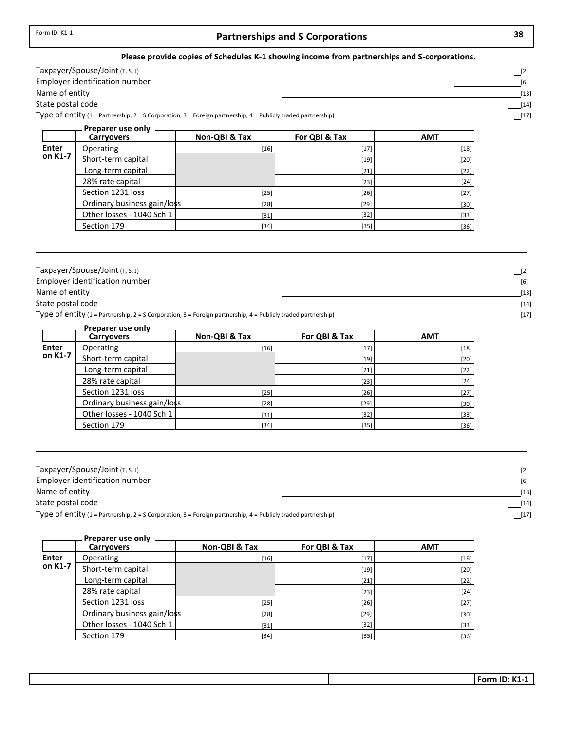Form ID: K1-1

# Partnerships and S Corporations

**Please provide copies of Schedules K-1 showing income from partnerships and S-corporations.**

Taxpayer/Spouse/Joint (T, S, J) __[2]
Employer identification number __________[6]
Name of entity __________[13]
State postal code ___[14]
Type of entity (1 = Partnership, 2 = S Corporation, 3 = Foreign partnership, 4 = Publicly traded partnership) __[17]

**Preparer use only**

| | Carryovers | Non-QBI & Tax | For QBI & Tax | AMT |
|---|---|---|---|---|
| **Enter on K1-7** | Operating | [16] | [17] | [18] |
| | Short-term capital | | [19] | [20] |
| | Long-term capital | | [21] | [22] |
| | 28% rate capital | | [23] | [24] |
| | Section 1231 loss | [25] | [26] | [27] |
| | Ordinary business gain/loss | [28] | [29] | [30] |
| | Other losses - 1040 Sch 1 | [31] | [32] | [33] |
| | Section 179 | [34] | [35] | [36] |

---

Taxpayer/Spouse/Joint (T, S, J) __[2]
Employer identification number __________[6]
Name of entity __________[13]
State postal code ___[14]
Type of entity (1 = Partnership, 2 = S Corporation, 3 = Foreign partnership, 4 = Publicly traded partnership) __[17]

**Preparer use only**

| | Carryovers | Non-QBI & Tax | For QBI & Tax | AMT |
|---|---|---|---|---|
| **Enter on K1-7** | Operating | [16] | [17] | [18] |
| | Short-term capital | | [19] | [20] |
| | Long-term capital | | [21] | [22] |
| | 28% rate capital | | [23] | [24] |
| | Section 1231 loss | [25] | [26] | [27] |
| | Ordinary business gain/loss | [28] | [29] | [30] |
| | Other losses - 1040 Sch 1 | [31] | [32] | [33] |
| | Section 179 | [34] | [35] | [36] |

---

Taxpayer/Spouse/Joint (T, S, J) __[2]
Employer identification number __________[6]
Name of entity __________[13]
State postal code ___[14]
Type of entity (1 = Partnership, 2 = S Corporation, 3 = Foreign partnership, 4 = Publicly traded partnership) __[17]

**Preparer use only**

| | Carryovers | Non-QBI & Tax | For QBI & Tax | AMT |
|---|---|---|---|---|
| **Enter on K1-7** | Operating | [16] | [17] | [18] |
| | Short-term capital | | [19] | [20] |
| | Long-term capital | | [21] | [22] |
| | 28% rate capital | | [23] | [24] |
| | Section 1231 loss | [25] | [26] | [27] |
| | Ordinary business gain/loss | [28] | [29] | [30] |
| | Other losses - 1040 Sch 1 | [31] | [32] | [33] |
| | Section 179 | [34] | [35] | [36] |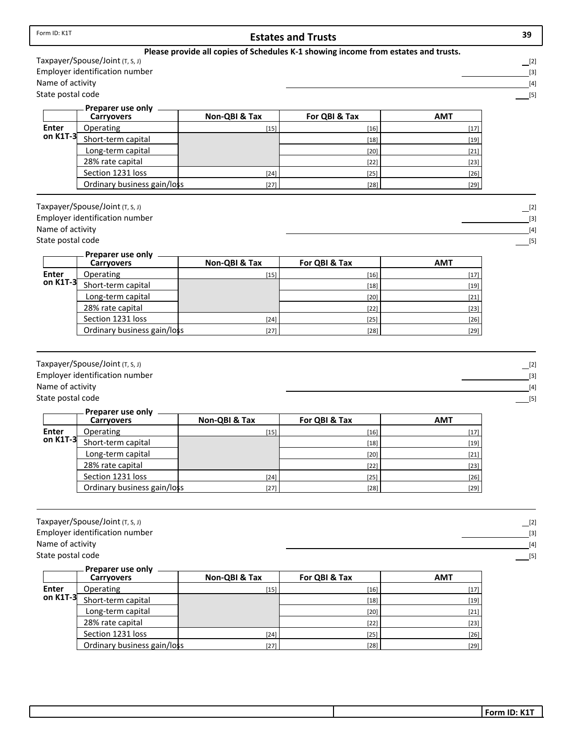Form ID: K1T

# Estates and Trusts

**Please provide all copies of Schedules K-1 showing income from estates and trusts.**

Taxpayer/Spouse/Joint (T, S, J) ___ [2]
Employer identification number ___ [3]
Name of activity ___ [4]
State postal code ___ [5]

| | Preparer use only Carryovers | Non-QBI & Tax | For QBI & Tax | AMT |
|---|---|---|---|---|
| **Enter on K1T-3** | Operating | [15] | [16] | [17] |
| | Short-term capital | | [18] | [19] |
| | Long-term capital | | [20] | [21] |
| | 28% rate capital | | [22] | [23] |
| | Section 1231 loss | [24] | [25] | [26] |
| | Ordinary business gain/loss | [27] | [28] | [29] |

Taxpayer/Spouse/Joint (T, S, J) ___ [2]
Employer identification number ___ [3]
Name of activity ___ [4]
State postal code ___ [5]

| | Preparer use only Carryovers | Non-QBI & Tax | For QBI & Tax | AMT |
|---|---|---|---|---|
| **Enter on K1T-3** | Operating | [15] | [16] | [17] |
| | Short-term capital | | [18] | [19] |
| | Long-term capital | | [20] | [21] |
| | 28% rate capital | | [22] | [23] |
| | Section 1231 loss | [24] | [25] | [26] |
| | Ordinary business gain/loss | [27] | [28] | [29] |

Taxpayer/Spouse/Joint (T, S, J) ___ [2]
Employer identification number ___ [3]
Name of activity ___ [4]
State postal code ___ [5]

| | Preparer use only Carryovers | Non-QBI & Tax | For QBI & Tax | AMT |
|---|---|---|---|---|
| **Enter on K1T-3** | Operating | [15] | [16] | [17] |
| | Short-term capital | | [18] | [19] |
| | Long-term capital | | [20] | [21] |
| | 28% rate capital | | [22] | [23] |
| | Section 1231 loss | [24] | [25] | [26] |
| | Ordinary business gain/loss | [27] | [28] | [29] |

Taxpayer/Spouse/Joint (T, S, J) ___ [2]
Employer identification number ___ [3]
Name of activity ___ [4]
State postal code ___ [5]

| | Preparer use only Carryovers | Non-QBI & Tax | For QBI & Tax | AMT |
|---|---|---|---|---|
| **Enter on K1T-3** | Operating | [15] | [16] | [17] |
| | Short-term capital | | [18] | [19] |
| | Long-term capital | | [20] | [21] |
| | 28% rate capital | | [22] | [23] |
| | Section 1231 loss | [24] | [25] | [26] |
| | Ordinary business gain/loss | [27] | [28] | [29] |

**Form ID: K1T**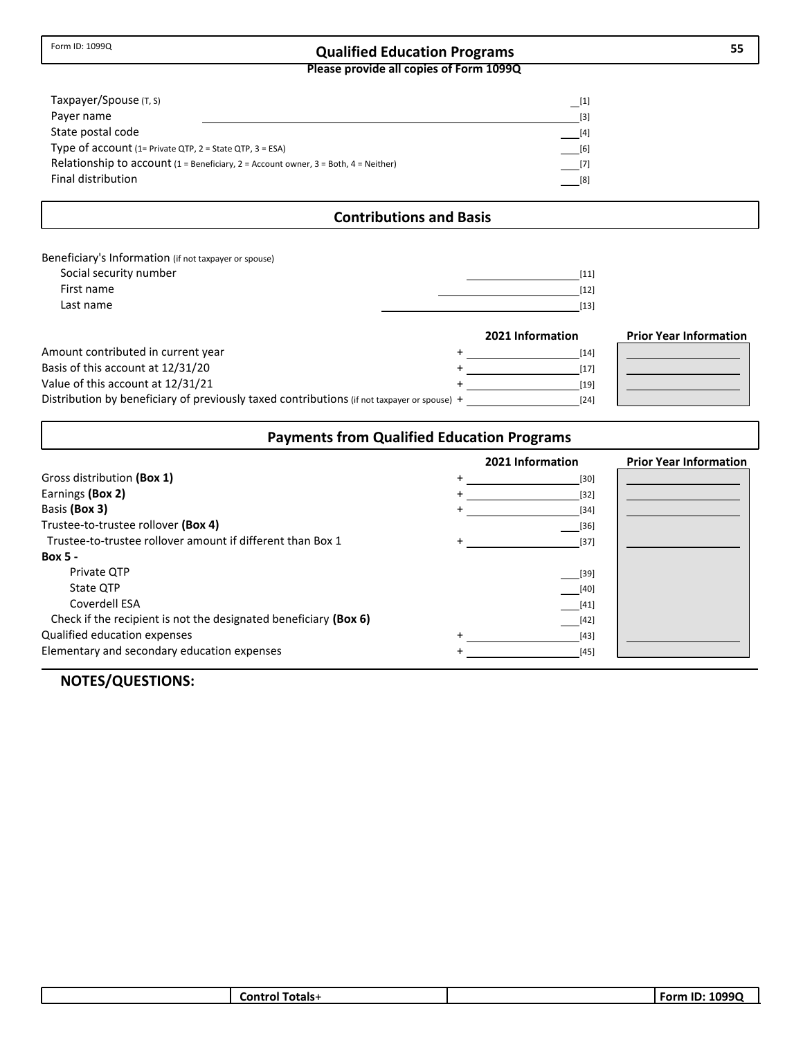Form ID: 1099Q

# Qualified Education Programs

**Please provide all copies of Form 1099Q**

| Field | | Line |
|---|---|---|
| Taxpayer/Spouse (T, S) | | [1] |
| Payer name | | [3] |
| State postal code | | [4] |
| Type of account (1= Private QTP, 2 = State QTP, 3 = ESA) | | [6] |
| Relationship to account (1 = Beneficiary, 2 = Account owner, 3 = Both, 4 = Neither) | | [7] |
| Final distribution | | [8] |

## Contributions and Basis

Beneficiary's Information (if not taxpayer or spouse)

| Field | | Line |
|---|---|---|
| Social security number | | [11] |
| First name | | [12] |
| Last name | | [13] |

| | | 2021 Information | | Prior Year Information |
|---|---|---|---|---|
| Amount contributed in current year | + | | [14] | |
| Basis of this account at 12/31/20 | + | | [17] | |
| Value of this account at 12/31/21 | + | | [19] | |
| Distribution by beneficiary of previously taxed contributions (if not taxpayer or spouse) | + | | [24] | |

## Payments from Qualified Education Programs

| | | 2021 Information | | Prior Year Information |
|---|---|---|---|---|
| Gross distribution **(Box 1)** | + | | [30] | |
| Earnings **(Box 2)** | + | | [32] | |
| Basis **(Box 3)** | + | | [34] | |
| Trustee-to-trustee rollover **(Box 4)** | | | [36] | |
| Trustee-to-trustee rollover amount if different than Box 1 | + | | [37] | |
| **Box 5 -** | | | | |
| Private QTP | | | [39] | |
| State QTP | | | [40] | |
| Coverdell ESA | | | [41] | |
| Check if the recipient is not the designated beneficiary **(Box 6)** | | | [42] | |
| Qualified education expenses | + | | [43] | |
| Elementary and secondary education expenses | + | | [45] | |

**NOTES/QUESTIONS:**

| | Control Totals+ | | Form ID: 1099Q |
|---|---|---|---|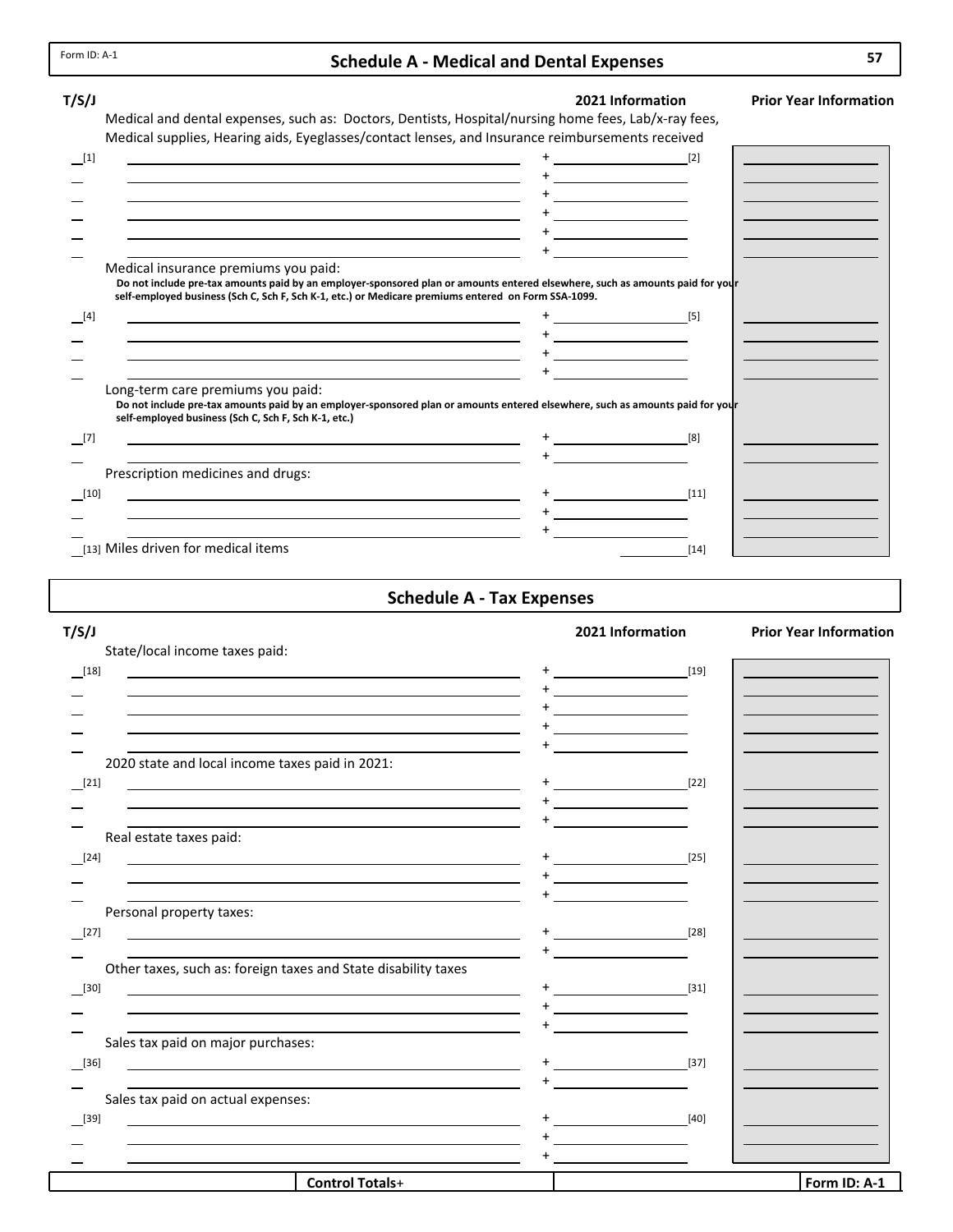Form ID: A-1

# Schedule A - Medical and Dental Expenses

| T/S/J | | | 2021 Information | Prior Year Information |
|---|---|---|---|---|
| | Medical and dental expenses, such as: Doctors, Dentists, Hospital/nursing home fees, Lab/x-ray fees, Medical supplies, Hearing aids, Eyeglasses/contact lenses, and Insurance reimbursements received | | | |
| [1] | | + | [2] | |
| | | + | | |
| | | + | | |
| | | + | | |
| | | + | | |
| | | + | | |
| | Medical insurance premiums you paid: **Do not include pre-tax amounts paid by an employer-sponsored plan or amounts entered elsewhere, such as amounts paid for your self-employed business (Sch C, Sch F, Sch K-1, etc.) or Medicare premiums entered on Form SSA-1099.** | | | |
| [4] | | + | [5] | |
| | | + | | |
| | | + | | |
| | | + | | |
| | Long-term care premiums you paid: **Do not include pre-tax amounts paid by an employer-sponsored plan or amounts entered elsewhere, such as amounts paid for your self-employed business (Sch C, Sch F, Sch K-1, etc.)** | | | |
| [7] | | + | [8] | |
| | | + | | |
| | Prescription medicines and drugs: | | | |
| [10] | | + | [11] | |
| | | + | | |
| | | + | | |
| [13] | Miles driven for medical items | | [14] | |

# Schedule A - Tax Expenses

| T/S/J | | | 2021 Information | Prior Year Information |
|---|---|---|---|---|
| | State/local income taxes paid: | | | |
| [18] | | + | [19] | |
| | | + | | |
| | | + | | |
| | | + | | |
| | | + | | |
| | 2020 state and local income taxes paid in 2021: | | | |
| [21] | | + | [22] | |
| | | + | | |
| | | + | | |
| | Real estate taxes paid: | | | |
| [24] | | + | [25] | |
| | | + | | |
| | | + | | |
| | Personal property taxes: | | | |
| [27] | | + | [28] | |
| | | + | | |
| | Other taxes, such as: foreign taxes and State disability taxes | | | |
| [30] | | + | [31] | |
| | | + | | |
| | | + | | |
| | Sales tax paid on major purchases: | | | |
| [36] | | + | [37] | |
| | | + | | |
| | Sales tax paid on actual expenses: | | | |
| [39] | | + | [40] | |
| | | + | | |
| | | + | | |
| | **Control Totals+** | | | **Form ID: A-1** |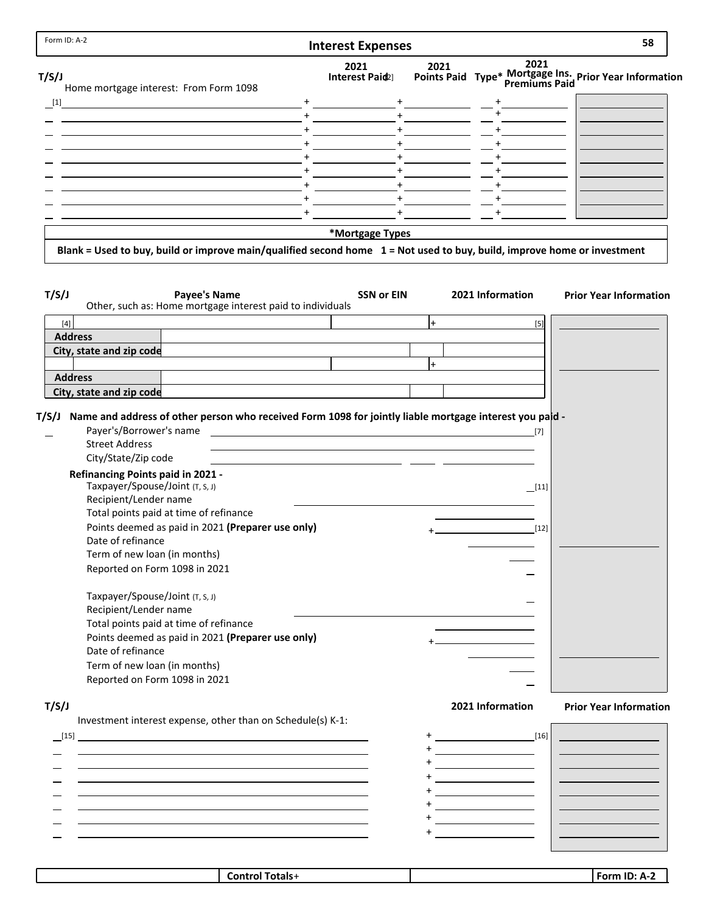Form ID: A-2

# Interest Expenses

58

| T/S/J | Home mortgage interest: From Form 1098 | 2021 Interest Paid [2] | 2021 Points Paid | Type* | 2021 Mortgage Ins. Premiums Paid | Prior Year Information |
|---|---|---|---|---|---|---|
| [1] | | + | + | | + | |
| | | + | + | | + | |
| | | + | + | | + | |
| | | + | + | | + | |
| | | + | + | | + | |
| | | + | + | | + | |
| | | + | + | | + | |
| | | + | + | | + | |
| | | + | + | | + | |

**\*Mortgage Types**

**Blank = Used to buy, build or improve main/qualified second home 1 = Not used to buy, build, improve home or investment**

| T/S/J | Payee's Name<br>Other, such as: Home mortgage interest paid to individuals | SSN or EIN | 2021 Information | Prior Year Information |
|---|---|---|---|---|
| [4] | | | + [5] | |
| **Address** | | | | |
| **City, state and zip code** | | | | |
| | | | + | |
| **Address** | | | | |
| **City, state and zip code** | | | | |

**T/S/J Name and address of other person who received Form 1098 for jointly liable mortgage interest you paid -**

Payer's/Borrower's name [7]

Street Address

City/State/Zip code

**Refinancing Points paid in 2021 -**

Taxpayer/Spouse/Joint (T, S, J) [11]

Recipient/Lender name

Total points paid at time of refinance

Points deemed as paid in 2021 **(Preparer use only)** + [12]

Date of refinance

Term of new loan (in months)

Reported on Form 1098 in 2021

Taxpayer/Spouse/Joint (T, S, J)

Recipient/Lender name

Total points paid at time of refinance

Points deemed as paid in 2021 **(Preparer use only)** +

Date of refinance

Term of new loan (in months)

Reported on Form 1098 in 2021

| T/S/J | Investment interest expense, other than on Schedule(s) K-1: | 2021 Information | Prior Year Information |
|---|---|---|---|
| [15] | | + [16] | |
| | | + | |
| | | + | |
| | | + | |
| | | + | |
| | | + | |
| | | + | |
| | | + | |

| | **Control Totals**+ | | **Form ID: A-2** |
|---|---|---|---|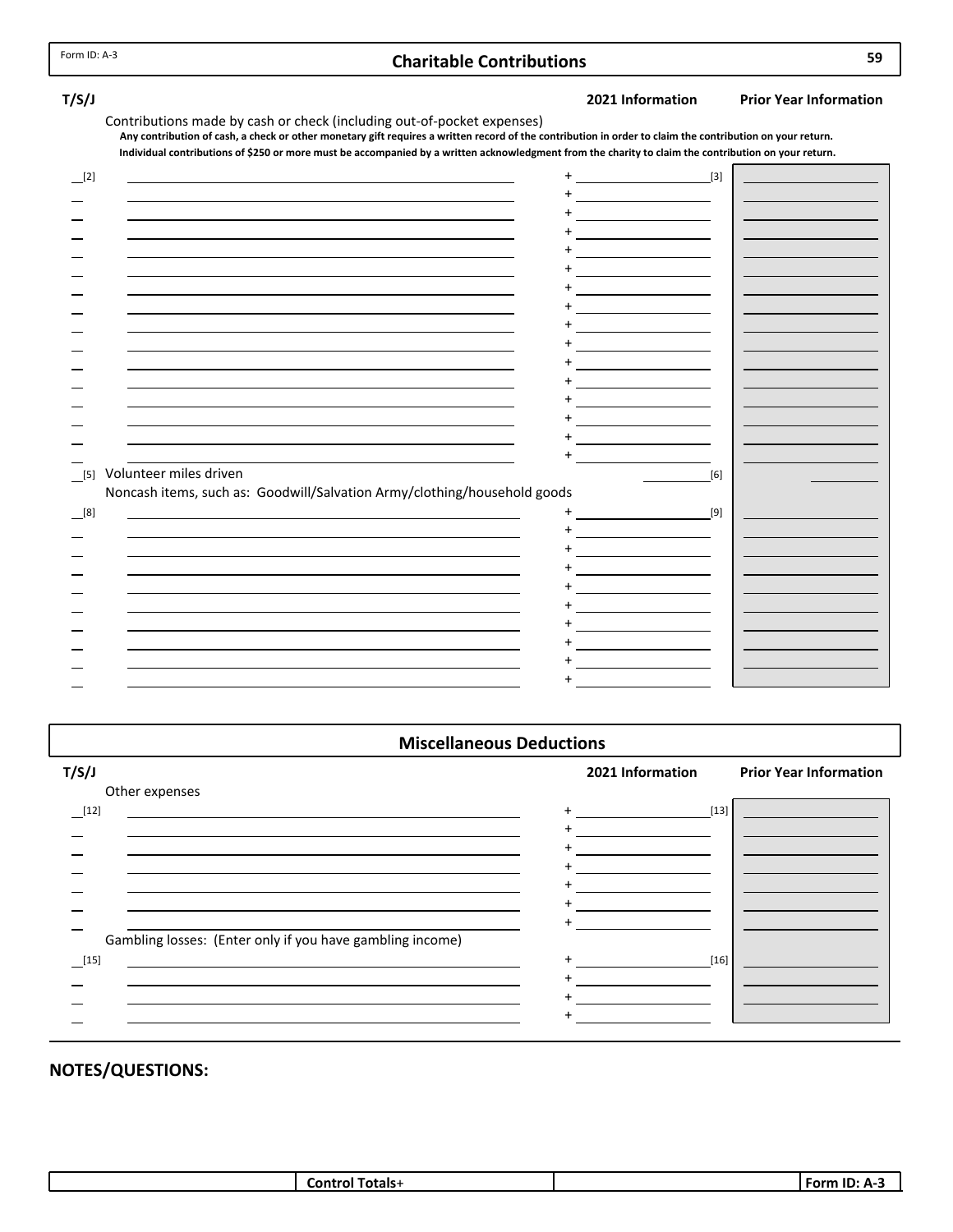Form ID: A-3

## Charitable Contributions

| T/S/J | | 2021 Information | Prior Year Information |
|---|---|---|---|
| | Contributions made by cash or check (including out-of-pocket expenses) | | |

**Any contribution of cash, a check or other monetary gift requires a written record of the contribution in order to claim the contribution on your return. Individual contributions of $250 or more must be accompanied by a written acknowledgment from the charity to claim the contribution on your return.**

| T/S/J | Description | 2021 Information | Prior Year Information |
|---|---|---|---|
| [2] | | + [3] | |
| | | + | |
| | | + | |
| | | + | |
| | | + | |
| | | + | |
| | | + | |
| | | + | |
| | | + | |
| | | + | |
| | | + | |
| | | + | |
| | | + | |
| | | + | |
| | | + | |
| | | + | |
| [5] | Volunteer miles driven | [6] | |

Noncash items, such as: Goodwill/Salvation Army/clothing/household goods

| T/S/J | Description | 2021 Information | Prior Year Information |
|---|---|---|---|
| [8] | | + [9] | |
| | | + | |
| | | + | |
| | | + | |
| | | + | |
| | | + | |
| | | + | |
| | | + | |
| | | + | |
| | | + | |

## Miscellaneous Deductions

| T/S/J | | 2021 Information | Prior Year Information |
|---|---|---|---|
| | Other expenses | | |
| [12] | | + [13] | |
| | | + | |
| | | + | |
| | | + | |
| | | + | |
| | | + | |
| | | + | |
| | Gambling losses: (Enter only if you have gambling income) | | |
| [15] | | + [16] | |
| | | + | |
| | | + | |
| | | + | |

## NOTES/QUESTIONS:

| | Control Totals+ | | Form ID: A-3 |
|---|---|---|---|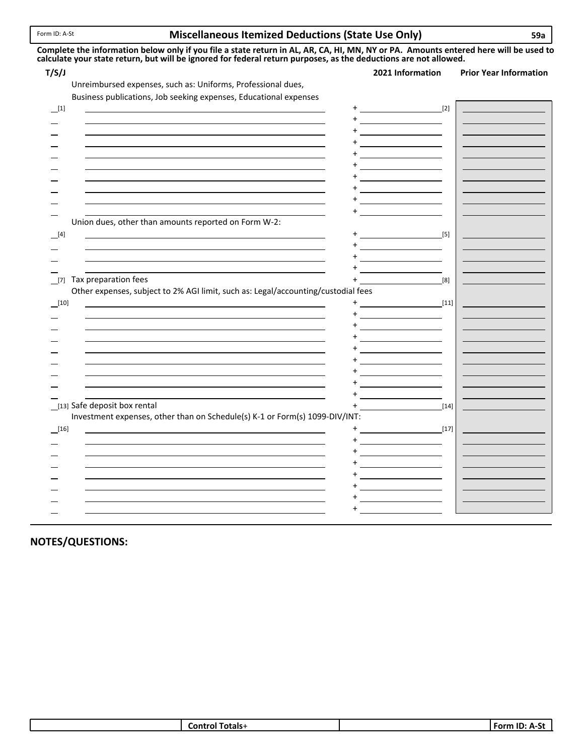Form ID: A-St

# Miscellaneous Itemized Deductions (State Use Only)

59a

**Complete the information below only if you file a state return in AL, AR, CA, HI, MN, NY or PA. Amounts entered here will be used to calculate your state return, but will be ignored for federal return purposes, as the deductions are not allowed.**

| T/S/J | | 2021 Information | Prior Year Information |
|---|---|---|---|
| | Unreimbursed expenses, such as: Uniforms, Professional dues, Business publications, Job seeking expenses, Educational expenses | | |
| __[1] | | + ______ [2] | |
| __ | | + | |
| __ | | + | |
| __ | | + | |
| __ | | + | |
| __ | | + | |
| __ | | + | |
| __ | | + | |
| __ | | + | |
| __ | | + | |
| | Union dues, other than amounts reported on Form W-2: | | |
| __[4] | | + ______ [5] | |
| __ | | + | |
| __ | | + | |
| __ | | + | |
| __[7] | Tax preparation fees | + ______ [8] | |
| | Other expenses, subject to 2% AGI limit, such as: Legal/accounting/custodial fees | | |
| __[10] | | + ______ [11] | |
| __ | | + | |
| __ | | + | |
| __ | | + | |
| __ | | + | |
| __ | | + | |
| __ | | + | |
| __ | | + | |
| __ | | + | |
| __[13] | Safe deposit box rental | + ______ [14] | |
| | Investment expenses, other than on Schedule(s) K-1 or Form(s) 1099-DIV/INT: | | |
| __[16] | | + ______ [17] | |
| __ | | + | |
| __ | | + | |
| __ | | + | |
| __ | | + | |
| __ | | + | |
| __ | | + | |
| __ | | + | |

## NOTES/QUESTIONS:

| | Control Totals+ | | Form ID: A-St |
|---|---|---|---|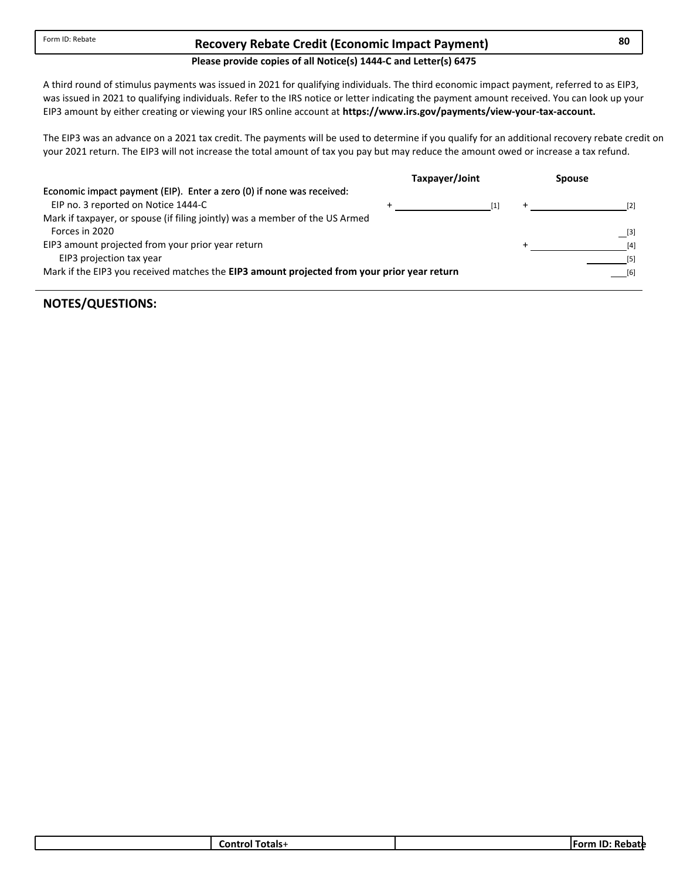Form ID: Rebate

# Recovery Rebate Credit (Economic Impact Payment)

80

**Please provide copies of all Notice(s) 1444-C and Letter(s) 6475**

A third round of stimulus payments was issued in 2021 for qualifying individuals. The third economic impact payment, referred to as EIP3, was issued in 2021 to qualifying individuals. Refer to the IRS notice or letter indicating the payment amount received. You can look up your EIP3 amount by either creating or viewing your IRS online account at **https://www.irs.gov/payments/view-your-tax-account.**

The EIP3 was an advance on a 2021 tax credit. The payments will be used to determine if you qualify for an additional recovery rebate credit on your 2021 return. The EIP3 will not increase the total amount of tax you pay but may reduce the amount owed or increase a tax refund.

| | Taxpayer/Joint | Spouse |
|---|---|---|
| Economic impact payment (EIP). Enter a zero (0) if none was received: | | |
| EIP no. 3 reported on Notice 1444-C | + ______ [1] | + ______ [2] |
| Mark if taxpayer, or spouse (if filing jointly) was a member of the US Armed Forces in 2020 | | __ [3] |
| EIP3 amount projected from your prior year return | | + ______ [4] |
| EIP3 projection tax year | | ______ [5] |
| Mark if the EIP3 you received matches the **EIP3 amount projected from your prior year return** | | ___ [6] |

## NOTES/QUESTIONS:

| | Control Totals+ | | Form ID: Rebate |
|---|---|---|---|